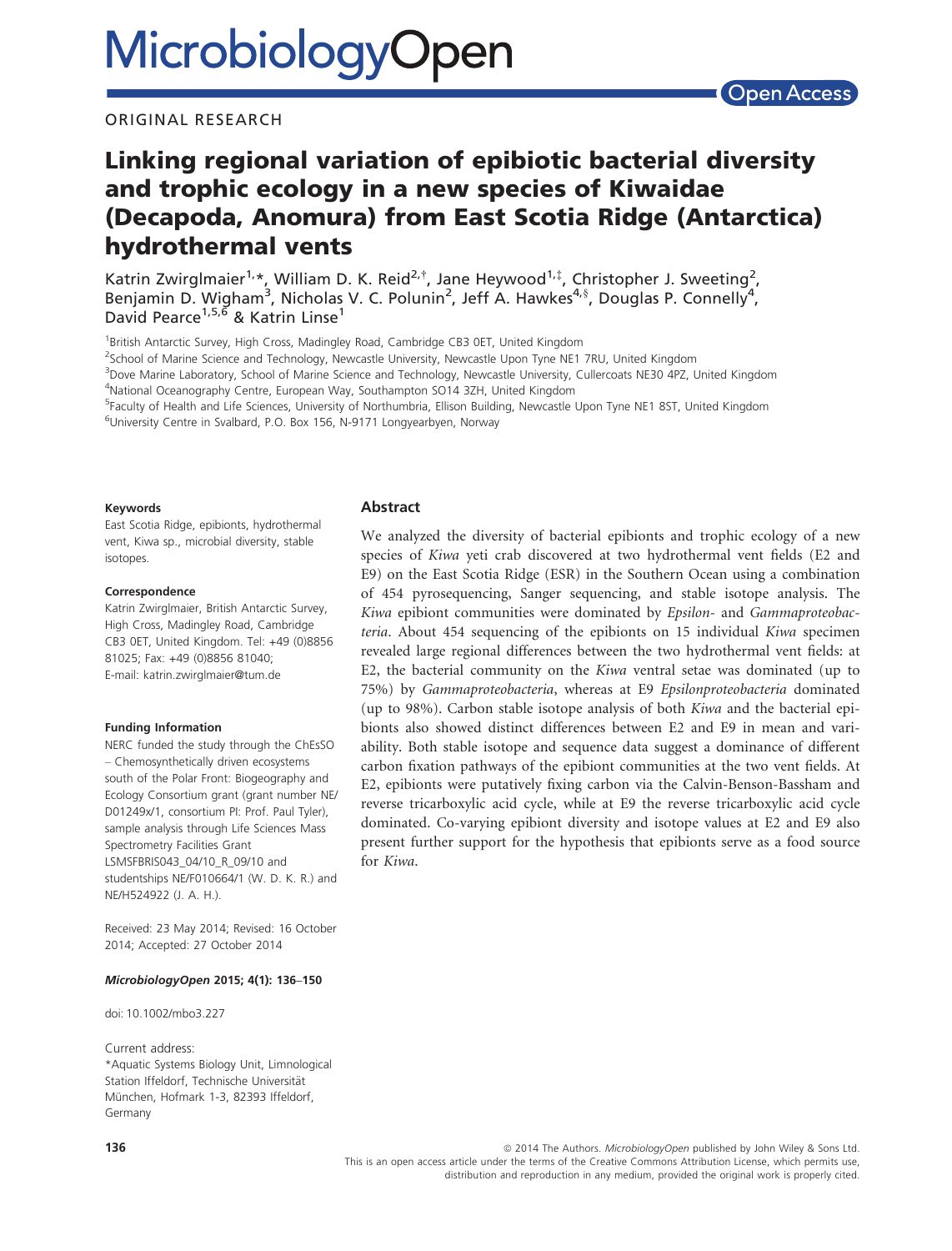# Linking regional variation of epibiotic bacterial diversity and trophic ecology in a new species of Kiwaidae (Decapoda, Anomura) from East Scotia Ridge (Antarctica) hydrothermal vents

Katrin Zwirglmaier[1,*], William D. K. Reid[2,†], Jane Heywood[1,‡], Christopher J. Sweeting[2], Benjamin D. Wigham[3], Nicholas V. C. Polunin[2], Jeff A. Hawkes[4,§], Douglas P. Connelly[4], David Pearce[1,5,6] & Katrin Linse[1]

[1]British Antarctic Survey, High Cross, Madingley Road, Cambridge CB3 0ET, United Kingdom
[2]School of Marine Science and Technology, Newcastle University, Newcastle Upon Tyne NE1 7RU, United Kingdom
[3]Dove Marine Laboratory, School of Marine Science and Technology, Newcastle University, Cullercoats NE30 4PZ, United Kingdom
[4]National Oceanography Centre, European Way, Southampton SO14 3ZH, United Kingdom
[5]Faculty of Health and Life Sciences, University of Northumbria, Ellison Building, Newcastle Upon Tyne NE1 8ST, United Kingdom
[6]University Centre in Svalbard, P.O. Box 156, N-9171 Longyearbyen, Norway

**Keywords**

East Scotia Ridge, epibionts, hydrothermal vent, Kiwa sp., microbial diversity, stable isotopes.

**Correspondence**

Katrin Zwirglmaier, British Antarctic Survey, High Cross, Madingley Road, Cambridge CB3 0ET, United Kingdom. Tel: +49 (0)8856 81025; Fax: +49 (0)8856 81040; E-mail: katrin.zwirglmaier@tum.de

**Funding Information**

NERC funded the study through the ChEsSO – Chemosynthetically driven ecosystems south of the Polar Front: Biogeography and Ecology Consortium grant (grant number NE/D01249x/1, consortium PI: Prof. Paul Tyler), sample analysis through Life Sciences Mass Spectrometry Facilities Grant LSMSFBRIS043_04/10_R_09/10 and studentships NE/F010664/1 (W. D. K. R.) and NE/H524922 (J. A. H.).

Received: 23 May 2014; Revised: 16 October 2014; Accepted: 27 October 2014

***MicrobiologyOpen* 2015; 4(1): 136–150**

doi: 10.1002/mbo3.227

Current address:
*Aquatic Systems Biology Unit, Limnological Station Iffeldorf, Technische Universität München, Hofmark 1-3, 82393 Iffeldorf, Germany

## Abstract

We analyzed the diversity of bacterial epibionts and trophic ecology of a new species of *Kiwa* yeti crab discovered at two hydrothermal vent fields (E2 and E9) on the East Scotia Ridge (ESR) in the Southern Ocean using a combination of 454 pyrosequencing, Sanger sequencing, and stable isotope analysis. The *Kiwa* epibiont communities were dominated by *Epsilon-* and *Gammaproteobacteria*. About 454 sequencing of the epibionts on 15 individual *Kiwa* specimen revealed large regional differences between the two hydrothermal vent fields: at E2, the bacterial community on the *Kiwa* ventral setae was dominated (up to 75%) by *Gammaproteobacteria*, whereas at E9 *Epsilonproteobacteria* dominated (up to 98%). Carbon stable isotope analysis of both *Kiwa* and the bacterial epibionts also showed distinct differences between E2 and E9 in mean and variability. Both stable isotope and sequence data suggest a dominance of different carbon fixation pathways of the epibiont communities at the two vent fields. At E2, epibionts were putatively fixing carbon via the Calvin-Benson-Bassham and reverse tricarboxylic acid cycle, while at E9 the reverse tricarboxylic acid cycle dominated. Co-varying epibiont diversity and isotope values at E2 and E9 also present further support for the hypothesis that epibionts serve as a food source for *Kiwa*.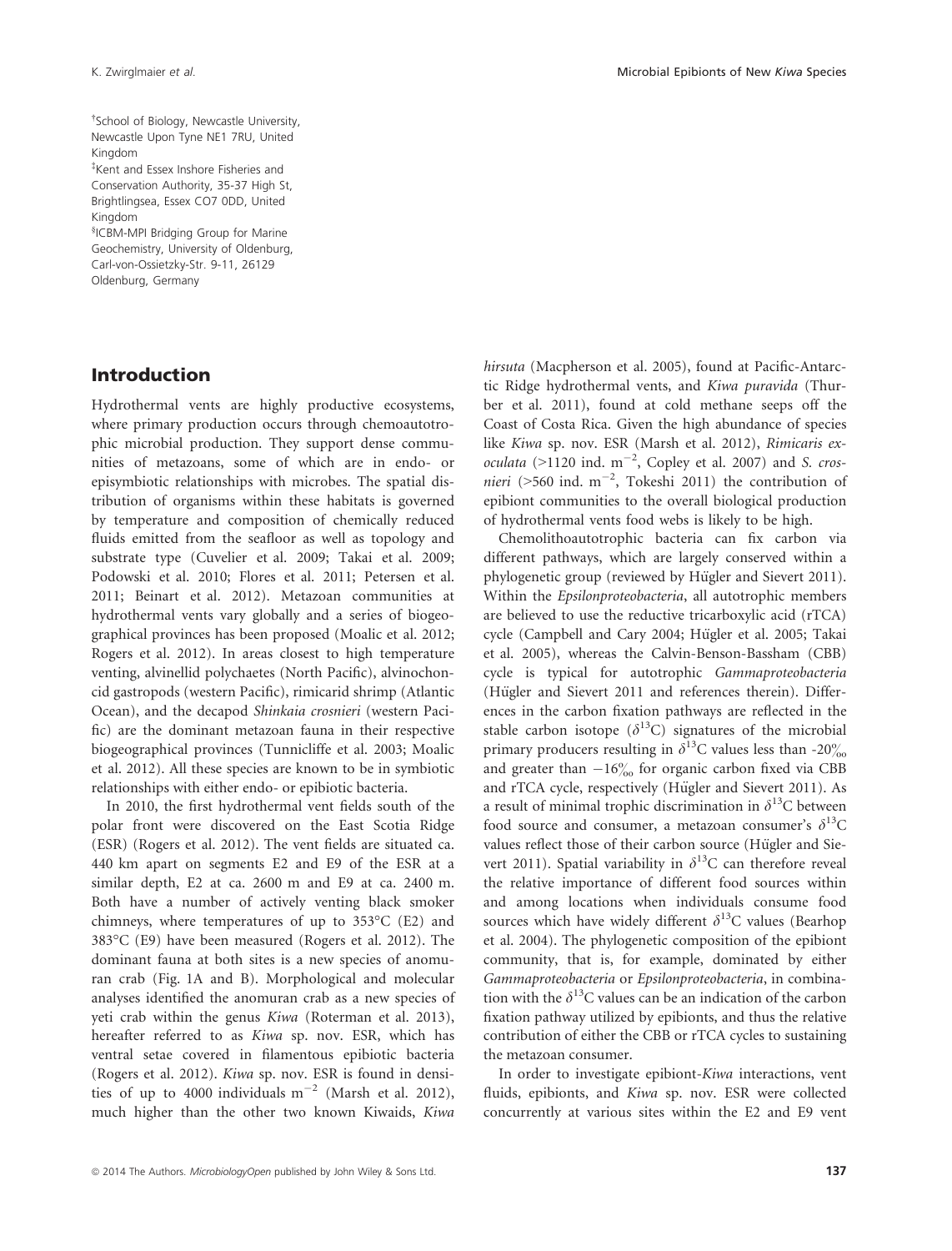[†]School of Biology, Newcastle University, Newcastle Upon Tyne NE1 7RU, United Kingdom
[‡]Kent and Essex Inshore Fisheries and Conservation Authority, 35-37 High St, Brightlingsea, Essex CO7 0DD, United Kingdom
[§]ICBM-MPI Bridging Group for Marine Geochemistry, University of Oldenburg, Carl-von-Ossietzky-Str. 9-11, 26129 Oldenburg, Germany

## Introduction

Hydrothermal vents are highly productive ecosystems, where primary production occurs through chemoautotrophic microbial production. They support dense communities of metazoans, some of which are in endo- or episymbiotic relationships with microbes. The spatial distribution of organisms within these habitats is governed by temperature and composition of chemically reduced fluids emitted from the seafloor as well as topology and substrate type (Cuvelier et al. 2009; Takai et al. 2009; Podowski et al. 2010; Flores et al. 2011; Petersen et al. 2011; Beinart et al. 2012). Metazoan communities at hydrothermal vents vary globally and a series of biogeographical provinces has been proposed (Moalic et al. 2012; Rogers et al. 2012). In areas closest to high temperature venting, alvinellid polychaetes (North Pacific), alvinochoncid gastropods (western Pacific), rimicarid shrimp (Atlantic Ocean), and the decapod *Shinkaia crosnieri* (western Pacific) are the dominant metazoan fauna in their respective biogeographical provinces (Tunnicliffe et al. 2003; Moalic et al. 2012). All these species are known to be in symbiotic relationships with either endo- or epibiotic bacteria.

In 2010, the first hydrothermal vent fields south of the polar front were discovered on the East Scotia Ridge (ESR) (Rogers et al. 2012). The vent fields are situated ca. 440 km apart on segments E2 and E9 of the ESR at a similar depth, E2 at ca. 2600 m and E9 at ca. 2400 m. Both have a number of actively venting black smoker chimneys, where temperatures of up to 353°C (E2) and 383°C (E9) have been measured (Rogers et al. 2012). The dominant fauna at both sites is a new species of anomuran crab (Fig. 1A and B). Morphological and molecular analyses identified the anomuran crab as a new species of yeti crab within the genus *Kiwa* (Roterman et al. 2013), hereafter referred to as *Kiwa* sp. nov. ESR, which has ventral setae covered in filamentous epibiotic bacteria (Rogers et al. 2012). *Kiwa* sp. nov. ESR is found in densities of up to 4000 individuals $m^{-2}$ (Marsh et al. 2012), much higher than the other two known Kiwaids, *Kiwa hirsuta* (Macpherson et al. 2005), found at Pacific-Antarctic Ridge hydrothermal vents, and *Kiwa puravida* (Thurber et al. 2011), found at cold methane seeps off the Coast of Costa Rica. Given the high abundance of species like *Kiwa* sp. nov. ESR (Marsh et al. 2012), *Rimicaris exoculata* (>1120 ind. $m^{-2}$, Copley et al. 2007) and *S. crosnieri* (>560 ind. $m^{-2}$, Tokeshi 2011) the contribution of epibiont communities to the overall biological production of hydrothermal vents food webs is likely to be high.

Chemolithoautotrophic bacteria can fix carbon via different pathways, which are largely conserved within a phylogenetic group (reviewed by Hügler and Sievert 2011). Within the *Epsilonproteobacteria*, all autotrophic members are believed to use the reductive tricarboxylic acid (rTCA) cycle (Campbell and Cary 2004; Hügler et al. 2005; Takai et al. 2005), whereas the Calvin-Benson-Bassham (CBB) cycle is typical for autotrophic *Gammaproteobacteria* (Hügler and Sievert 2011 and references therein). Differences in the carbon fixation pathways are reflected in the stable carbon isotope ($\delta^{13}$C) signatures of the microbial primary producers resulting in $\delta^{13}$C values less than -20‰ and greater than −16‰ for organic carbon fixed via CBB and rTCA cycle, respectively (Hügler and Sievert 2011). As a result of minimal trophic discrimination in $\delta^{13}$C between food source and consumer, a metazoan consumer's $\delta^{13}$C values reflect those of their carbon source (Hügler and Sievert 2011). Spatial variability in $\delta^{13}$C can therefore reveal the relative importance of different food sources within and among locations when individuals consume food sources which have widely different $\delta^{13}$C values (Bearhop et al. 2004). The phylogenetic composition of the epibiont community, that is, for example, dominated by either *Gammaproteobacteria* or *Epsilonproteobacteria*, in combination with the $\delta^{13}$C values can be an indication of the carbon fixation pathway utilized by epibionts, and thus the relative contribution of either the CBB or rTCA cycles to sustaining the metazoan consumer.

In order to investigate epibiont-*Kiwa* interactions, vent fluids, epibionts, and *Kiwa* sp. nov. ESR were collected concurrently at various sites within the E2 and E9 vent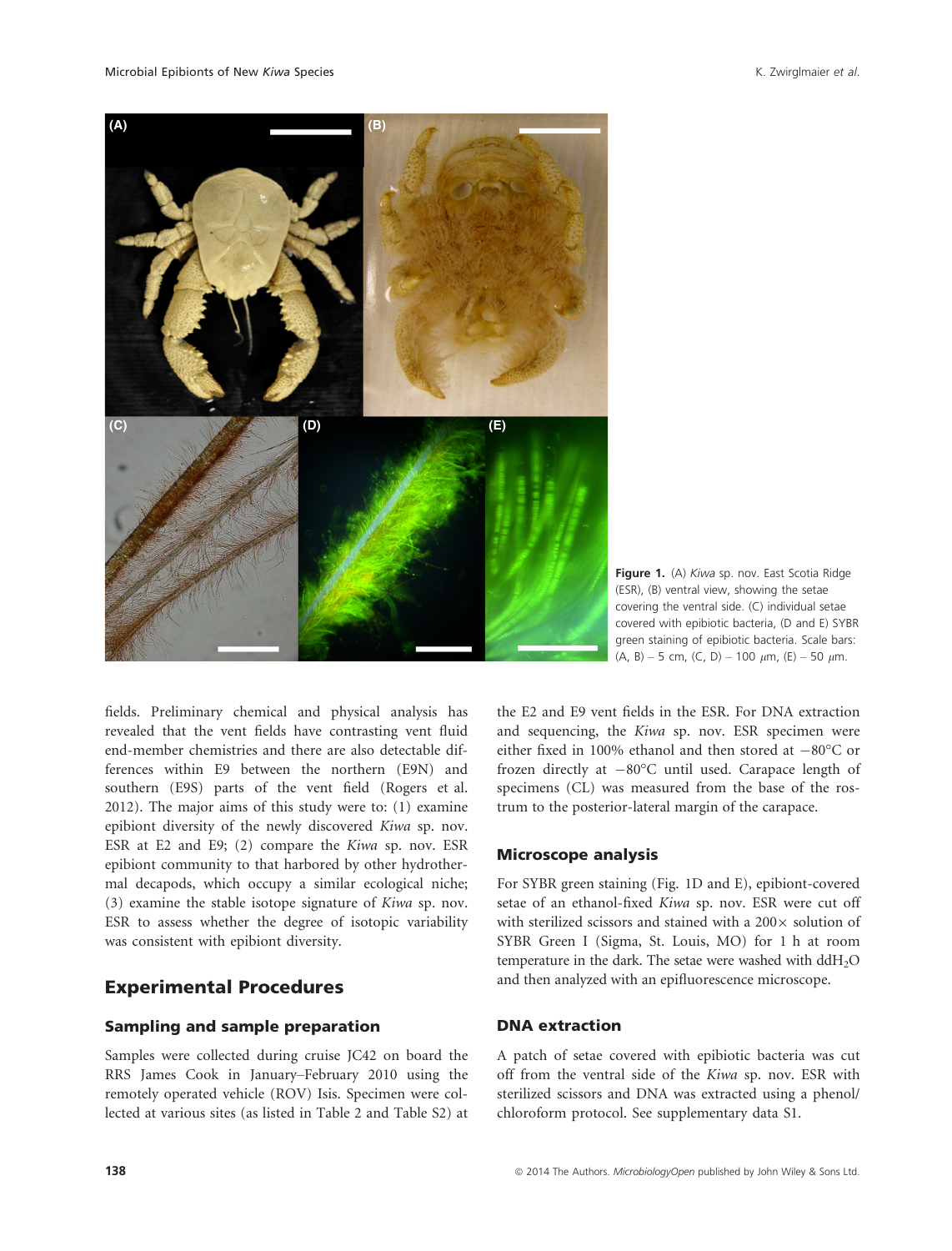Figure 1. (A) *Kiwa* sp. nov. East Scotia Ridge (ESR), (B) ventral view, showing the setae covering the ventral side. (C) individual setae covered with epibiotic bacteria, (D and E) SYBR green staining of epibiotic bacteria. Scale bars: (A, B) – 5 cm, (C, D) – 100 $\mu$m, (E) – 50 $\mu$m.

fields. Preliminary chemical and physical analysis has revealed that the vent fields have contrasting vent fluid end-member chemistries and there are also detectable differences within E9 between the northern (E9N) and southern (E9S) parts of the vent field (Rogers et al. 2012). The major aims of this study were to: (1) examine epibiont diversity of the newly discovered *Kiwa* sp. nov. ESR at E2 and E9; (2) compare the *Kiwa* sp. nov. ESR epibiont community to that harbored by other hydrothermal decapods, which occupy a similar ecological niche; (3) examine the stable isotope signature of *Kiwa* sp. nov. ESR to assess whether the degree of isotopic variability was consistent with epibiont diversity.

## Experimental Procedures

### Sampling and sample preparation

Samples were collected during cruise JC42 on board the RRS James Cook in January–February 2010 using the remotely operated vehicle (ROV) Isis. Specimen were collected at various sites (as listed in Table 2 and Table S2) at the E2 and E9 vent fields in the ESR. For DNA extraction and sequencing, the *Kiwa* sp. nov. ESR specimen were either fixed in 100% ethanol and then stored at −80°C or frozen directly at −80°C until used. Carapace length of specimens (CL) was measured from the base of the rostrum to the posterior-lateral margin of the carapace.

### Microscope analysis

For SYBR green staining (Fig. 1D and E), epibiont-covered setae of an ethanol-fixed *Kiwa* sp. nov. ESR were cut off with sterilized scissors and stained with a 200× solution of SYBR Green I (Sigma, St. Louis, MO) for 1 h at room temperature in the dark. The setae were washed with dd$H_2O$ and then analyzed with an epifluorescence microscope.

### DNA extraction

A patch of setae covered with epibiotic bacteria was cut off from the ventral side of the *Kiwa* sp. nov. ESR with sterilized scissors and DNA was extracted using a phenol/chloroform protocol. See supplementary data S1.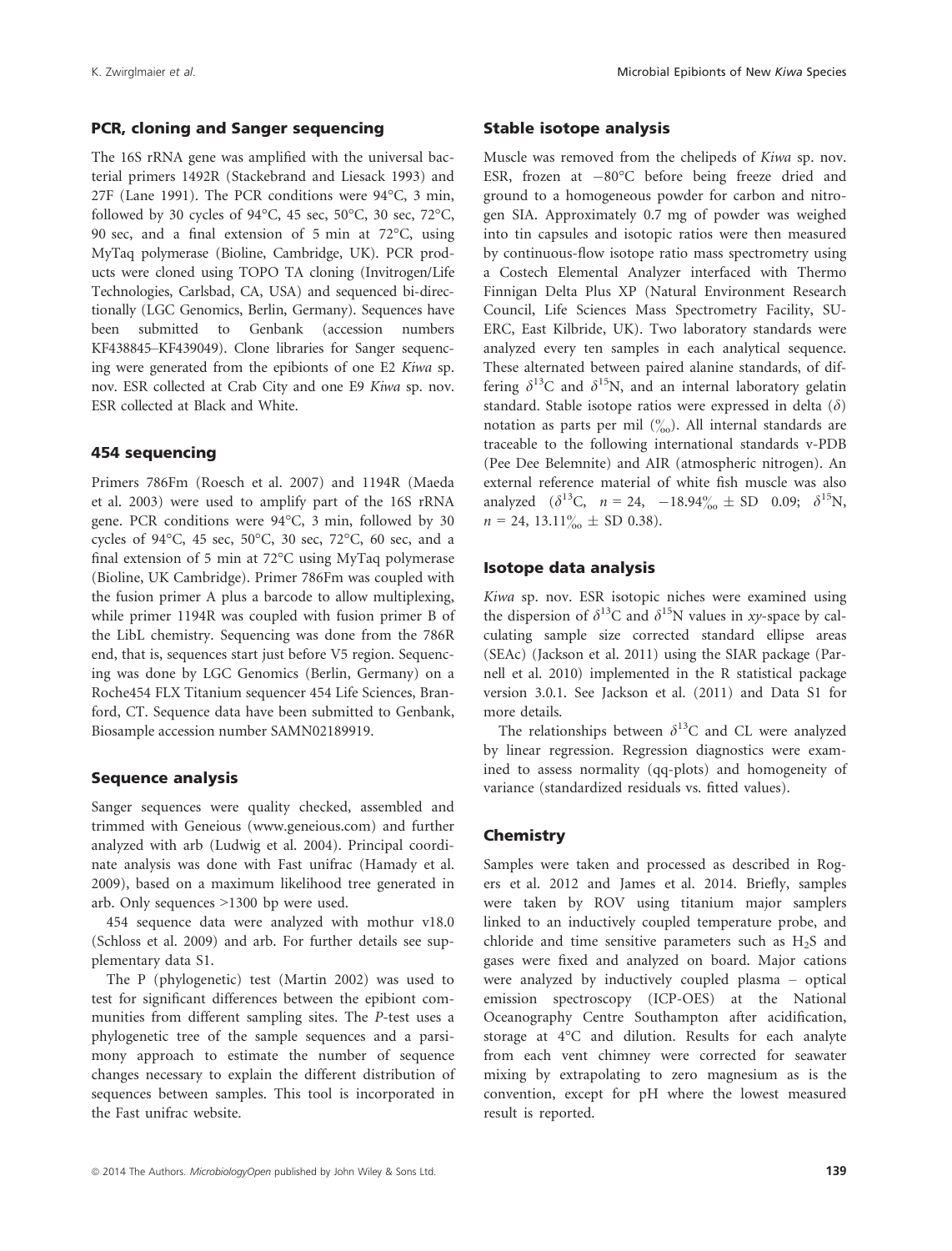### PCR, cloning and Sanger sequencing

The 16S rRNA gene was amplified with the universal bacterial primers 1492R (Stackebrand and Liesack 1993) and 27F (Lane 1991). The PCR conditions were 94°C, 3 min, followed by 30 cycles of 94°C, 45 sec, 50°C, 30 sec, 72°C, 90 sec, and a final extension of 5 min at 72°C, using MyTaq polymerase (Bioline, Cambridge, UK). PCR products were cloned using TOPO TA cloning (Invitrogen/Life Technologies, Carlsbad, CA, USA) and sequenced bi-directionally (LGC Genomics, Berlin, Germany). Sequences have been submitted to Genbank (accession numbers KF438845–KF439049). Clone libraries for Sanger sequencing were generated from the epibionts of one E2 *Kiwa* sp. nov. ESR collected at Crab City and one E9 *Kiwa* sp. nov. ESR collected at Black and White.

### 454 sequencing

Primers 786Fm (Roesch et al. 2007) and 1194R (Maeda et al. 2003) were used to amplify part of the 16S rRNA gene. PCR conditions were 94°C, 3 min, followed by 30 cycles of 94°C, 45 sec, 50°C, 30 sec, 72°C, 60 sec, and a final extension of 5 min at 72°C using MyTaq polymerase (Bioline, UK Cambridge). Primer 786Fm was coupled with the fusion primer A plus a barcode to allow multiplexing, while primer 1194R was coupled with fusion primer B of the LibL chemistry. Sequencing was done from the 786R end, that is, sequences start just before V5 region. Sequencing was done by LGC Genomics (Berlin, Germany) on a Roche454 FLX Titanium sequencer 454 Life Sciences, Branford, CT. Sequence data have been submitted to Genbank, Biosample accession number SAMN02189919.

### Sequence analysis

Sanger sequences were quality checked, assembled and trimmed with Geneious (www.geneious.com) and further analyzed with arb (Ludwig et al. 2004). Principal coordinate analysis was done with Fast unifrac (Hamady et al. 2009), based on a maximum likelihood tree generated in arb. Only sequences >1300 bp were used.

454 sequence data were analyzed with mothur v18.0 (Schloss et al. 2009) and arb. For further details see supplementary data S1.

The P (phylogenetic) test (Martin 2002) was used to test for significant differences between the epibiont communities from different sampling sites. The *P*-test uses a phylogenetic tree of the sample sequences and a parsimony approach to estimate the number of sequence changes necessary to explain the different distribution of sequences between samples. This tool is incorporated in the Fast unifrac website.

### Stable isotope analysis

Muscle was removed from the chelipeds of *Kiwa* sp. nov. ESR, frozen at −80°C before being freeze dried and ground to a homogeneous powder for carbon and nitrogen SIA. Approximately 0.7 mg of powder was weighed into tin capsules and isotopic ratios were then measured by continuous-flow isotope ratio mass spectrometry using a Costech Elemental Analyzer interfaced with Thermo Finnigan Delta Plus XP (Natural Environment Research Council, Life Sciences Mass Spectrometry Facility, SUERC, East Kilbride, UK). Two laboratory standards were analyzed every ten samples in each analytical sequence. These alternated between paired alanine standards, of differing $\delta^{13}C$ and $\delta^{15}N$, and an internal laboratory gelatin standard. Stable isotope ratios were expressed in delta ($\delta$) notation as parts per mil (‰). All internal standards are traceable to the following international standards v-PDB (Pee Dee Belemnite) and AIR (atmospheric nitrogen). An external reference material of white fish muscle was also analyzed ($\delta^{13}C$, $n = 24$, −18.94‰ ± SD 0.09; $\delta^{15}N$, $n = 24$, 13.11‰ ± SD 0.38).

### Isotope data analysis

*Kiwa* sp. nov. ESR isotopic niches were examined using the dispersion of $\delta^{13}C$ and $\delta^{15}N$ values in *xy*-space by calculating sample size corrected standard ellipse areas (SEAc) (Jackson et al. 2011) using the SIAR package (Parnell et al. 2010) implemented in the R statistical package version 3.0.1. See Jackson et al. (2011) and Data S1 for more details.

The relationships between $\delta^{13}C$ and CL were analyzed by linear regression. Regression diagnostics were examined to assess normality (qq-plots) and homogeneity of variance (standardized residuals vs. fitted values).

### Chemistry

Samples were taken and processed as described in Rogers et al. 2012 and James et al. 2014. Briefly, samples were taken by ROV using titanium major samplers linked to an inductively coupled temperature probe, and chloride and time sensitive parameters such as $H_2S$ and gases were fixed and analyzed on board. Major cations were analyzed by inductively coupled plasma – optical emission spectroscopy (ICP-OES) at the National Oceanography Centre Southampton after acidification, storage at 4°C and dilution. Results for each analyte from each vent chimney were corrected for seawater mixing by extrapolating to zero magnesium as is the convention, except for pH where the lowest measured result is reported.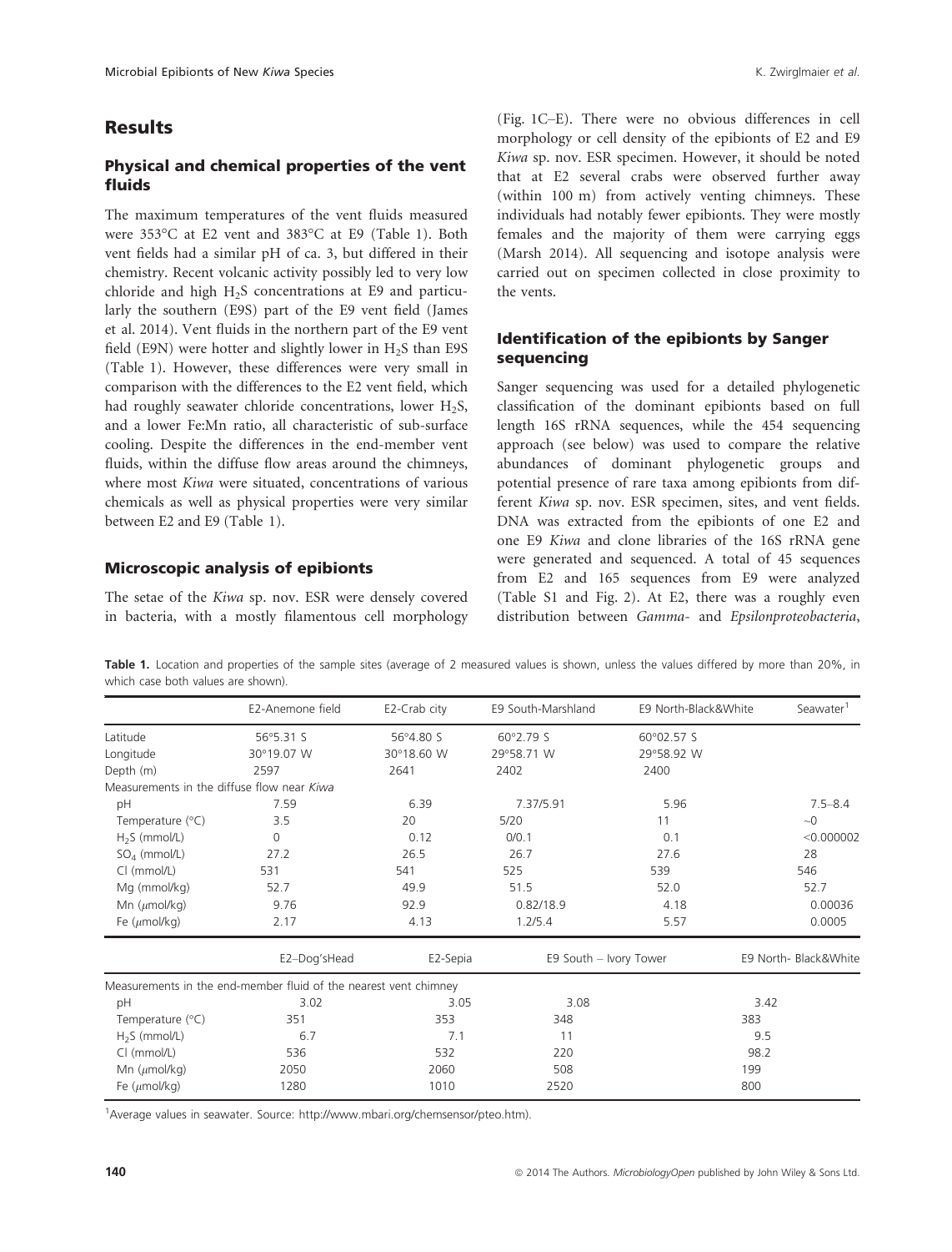## Results

### Physical and chemical properties of the vent fluids

The maximum temperatures of the vent fluids measured were 353°C at E2 vent and 383°C at E9 (Table 1). Both vent fields had a similar pH of ca. 3, but differed in their chemistry. Recent volcanic activity possibly led to very low chloride and high $H_2S$ concentrations at E9 and particularly the southern (E9S) part of the E9 vent field (James et al. 2014). Vent fluids in the northern part of the E9 vent field (E9N) were hotter and slightly lower in $H_2S$ than E9S (Table 1). However, these differences were very small in comparison with the differences to the E2 vent field, which had roughly seawater chloride concentrations, lower $H_2S$, and a lower Fe:Mn ratio, all characteristic of sub-surface cooling. Despite the differences in the end-member vent fluids, within the diffuse flow areas around the chimneys, where most *Kiwa* were situated, concentrations of various chemicals as well as physical properties were very similar between E2 and E9 (Table 1).

### Microscopic analysis of epibionts

The setae of the *Kiwa* sp. nov. ESR were densely covered in bacteria, with a mostly filamentous cell morphology (Fig. 1C–E). There were no obvious differences in cell morphology or cell density of the epibionts of E2 and E9 *Kiwa* sp. nov. ESR specimen. However, it should be noted that at E2 several crabs were observed further away (within 100 m) from actively venting chimneys. These individuals had notably fewer epibionts. They were mostly females and the majority of them were carrying eggs (Marsh 2014). All sequencing and isotope analysis were carried out on specimen collected in close proximity to the vents.

### Identification of the epibionts by Sanger sequencing

Sanger sequencing was used for a detailed phylogenetic classification of the dominant epibionts based on full length 16S rRNA sequences, while the 454 sequencing approach (see below) was used to compare the relative abundances of dominant phylogenetic groups and potential presence of rare taxa among epibionts from different *Kiwa* sp. nov. ESR specimen, sites, and vent fields. DNA was extracted from the epibionts of one E2 and one E9 *Kiwa* and clone libraries of the 16S rRNA gene were generated and sequenced. A total of 45 sequences from E2 and 165 sequences from E9 were analyzed (Table S1 and Fig. 2). At E2, there was a roughly even distribution between *Gamma*- and *Epsilonproteobacteria*,

**Table 1.** Location and properties of the sample sites (average of 2 measured values is shown, unless the values differed by more than 20%, in which case both values are shown).

| | E2-Anemone field | E2-Crab city | E9 South-Marshland | E9 North-Black&White | Seawater[1] |
|---|---|---|---|---|---|
| Latitude | 56°5.31 S | 56°4.80 S | 60°2.79 S | 60°02.57 S | |
| Longitude | 30°19.07 W | 30°18.60 W | 29°58.71 W | 29°58.92 W | |
| Depth (m) | 2597 | 2641 | 2402 | 2400 | |
| Measurements in the diffuse flow near *Kiwa* | | | | | |
| pH | 7.59 | 6.39 | 7.37/5.91 | 5.96 | 7.5–8.4 |
| Temperature (°C) | 3.5 | 20 | 5/20 | 11 | ~0 |
| $H_2S$ (mmol/L) | 0 | 0.12 | 0/0.1 | 0.1 | <0.000002 |
| $SO_4$ (mmol/L) | 27.2 | 26.5 | 26.7 | 27.6 | 28 |
| Cl (mmol/L) | 531 | 541 | 525 | 539 | 546 |
| Mg (mmol/kg) | 52.7 | 49.9 | 51.5 | 52.0 | 52.7 |
| Mn ($\mu$mol/kg) | 9.76 | 92.9 | 0.82/18.9 | 4.18 | 0.00036 |
| Fe ($\mu$mol/kg) | 2.17 | 4.13 | 1.2/5.4 | 5.57 | 0.0005 |

| | E2–Dog'sHead | E2-Sepia | E9 South – Ivory Tower | E9 North- Black&White |
|---|---|---|---|---|
| Measurements in the end-member fluid of the nearest vent chimney | | | | |
| pH | 3.02 | 3.05 | 3.08 | 3.42 |
| Temperature (°C) | 351 | 353 | 348 | 383 |
| $H_2S$ (mmol/L) | 6.7 | 7.1 | 11 | 9.5 |
| Cl (mmol/L) | 536 | 532 | 220 | 98.2 |
| Mn ($\mu$mol/kg) | 2050 | 2060 | 508 | 199 |
| Fe ($\mu$mol/kg) | 1280 | 1010 | 2520 | 800 |

[1]Average values in seawater. Source: http://www.mbari.org/chemsensor/pteo.htm).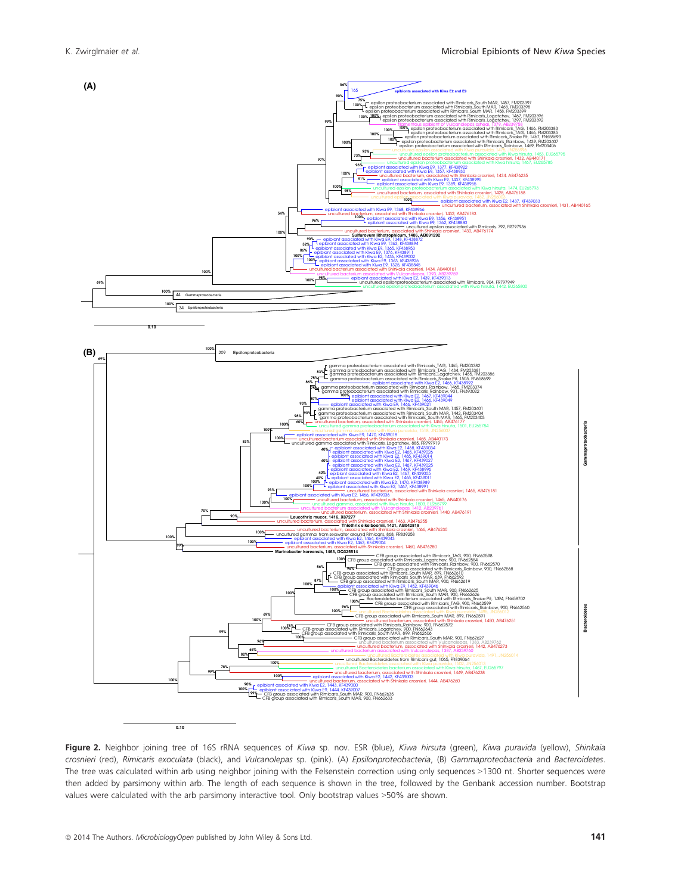**Figure 2.** Neighbor joining tree of 16S rRNA sequences of *Kiwa* sp. nov. ESR (blue), *Kiwa hirsuta* (green), *Kiwa puravida* (yellow), *Shinkaia crosnieri* (red), *Rimicaris exoculata* (black), and *Vulcanolepas* sp. (pink). (A) *Epsilonproteobacteria*, (B) *Gammaproteobacteria* and *Bacteroidetes*. The tree was calculated within arb using neighbor joining with the Felsenstein correction using only sequences >1300 nt. Shorter sequences were then added by parsimony within arb. The length of each sequence is shown in the tree, followed by the Genbank accession number. Bootstrap values were calculated with the arb parsimony interactive tool. Only bootstrap values >50% are shown.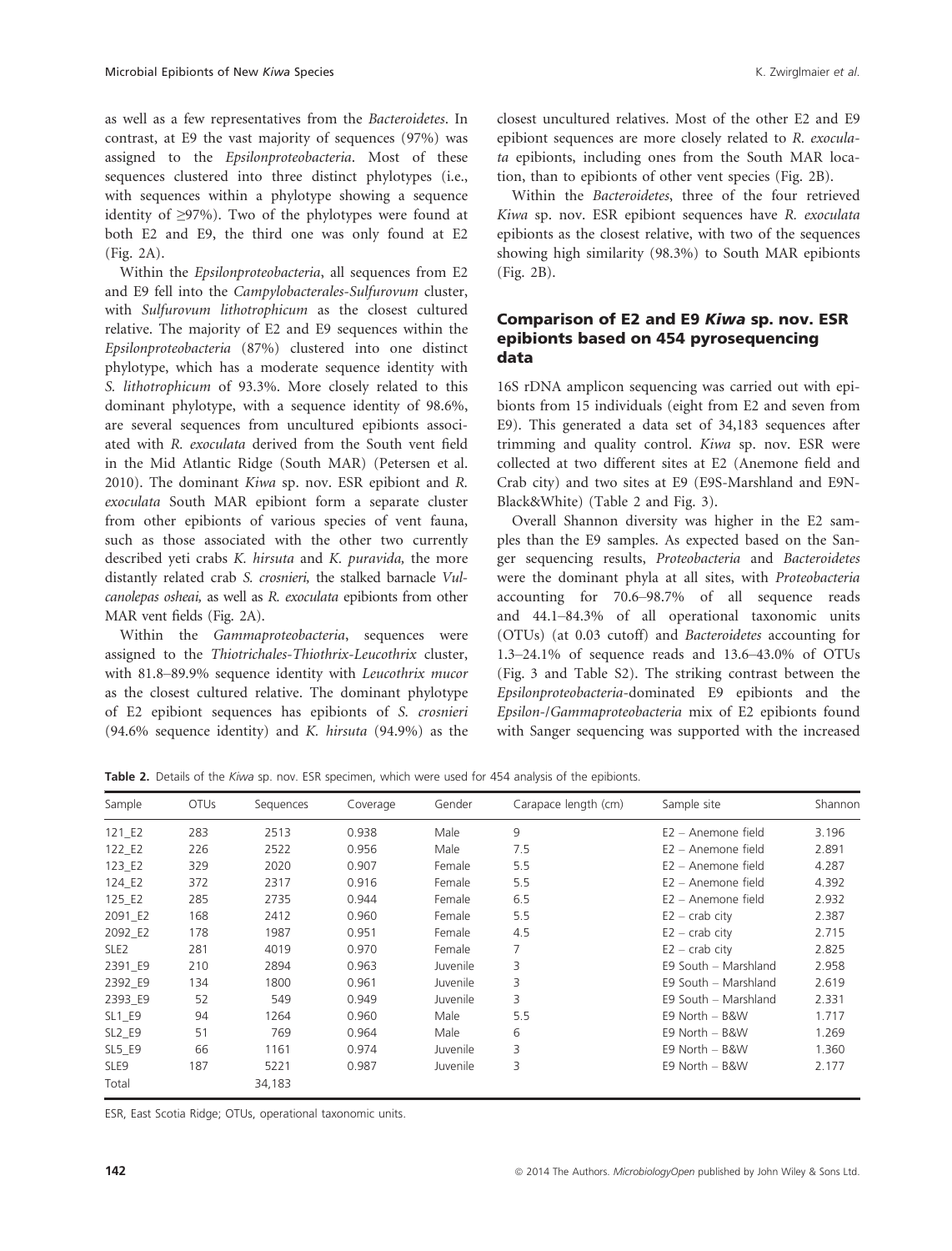as well as a few representatives from the *Bacteroidetes*. In contrast, at E9 the vast majority of sequences (97%) was assigned to the *Epsilonproteobacteria*. Most of these sequences clustered into three distinct phylotypes (i.e., with sequences within a phylotype showing a sequence identity of ≥97%). Two of the phylotypes were found at both E2 and E9, the third one was only found at E2 (Fig. 2A).

Within the *Epsilonproteobacteria*, all sequences from E2 and E9 fell into the *Campylobacterales-Sulfurovum* cluster, with *Sulfurovum lithotrophicum* as the closest cultured relative. The majority of E2 and E9 sequences within the *Epsilonproteobacteria* (87%) clustered into one distinct phylotype, which has a moderate sequence identity with *S. lithotrophicum* of 93.3%. More closely related to this dominant phylotype, with a sequence identity of 98.6%, are several sequences from uncultured epibionts associated with *R. exoculata* derived from the South vent field in the Mid Atlantic Ridge (South MAR) (Petersen et al. 2010). The dominant *Kiwa* sp. nov. ESR epibiont and *R. exoculata* South MAR epibiont form a separate cluster from other epibionts of various species of vent fauna, such as those associated with the other two currently described yeti crabs *K. hirsuta* and *K. puravida,* the more distantly related crab *S. crosnieri,* the stalked barnacle *Vulcanolepas osheai,* as well as *R. exoculata* epibionts from other MAR vent fields (Fig. 2A).

Within the *Gammaproteobacteria*, sequences were assigned to the *Thiotrichales-Thiothrix-Leucothrix* cluster, with 81.8–89.9% sequence identity with *Leucothrix mucor* as the closest cultured relative. The dominant phylotype of E2 epibiont sequences has epibionts of *S. crosnieri* (94.6% sequence identity) and *K. hirsuta* (94.9%) as the closest uncultured relatives. Most of the other E2 and E9 epibiont sequences are more closely related to *R. exoculata* epibionts, including ones from the South MAR location, than to epibionts of other vent species (Fig. 2B).

Within the *Bacteroidetes*, three of the four retrieved *Kiwa* sp. nov. ESR epibiont sequences have *R. exoculata* epibionts as the closest relative, with two of the sequences showing high similarity (98.3%) to South MAR epibionts (Fig. 2B).

## Comparison of E2 and E9 *Kiwa* sp. nov. ESR epibionts based on 454 pyrosequencing data

16S rDNA amplicon sequencing was carried out with epibionts from 15 individuals (eight from E2 and seven from E9). This generated a data set of 34,183 sequences after trimming and quality control. *Kiwa* sp. nov. ESR were collected at two different sites at E2 (Anemone field and Crab city) and two sites at E9 (E9S-Marshland and E9N-Black&White) (Table 2 and Fig. 3).

Overall Shannon diversity was higher in the E2 samples than the E9 samples. As expected based on the Sanger sequencing results, *Proteobacteria* and *Bacteroidetes* were the dominant phyla at all sites, with *Proteobacteria* accounting for 70.6–98.7% of all sequence reads and 44.1–84.3% of all operational taxonomic units (OTUs) (at 0.03 cutoff) and *Bacteroidetes* accounting for 1.3–24.1% of sequence reads and 13.6–43.0% of OTUs (Fig. 3 and Table S2). The striking contrast between the *Epsilonproteobacteria*-dominated E9 epibionts and the *Epsilon-/Gammaproteobacteria* mix of E2 epibionts found with Sanger sequencing was supported with the increased

**Table 2.** Details of the *Kiwa* sp. nov. ESR specimen, which were used for 454 analysis of the epibionts.

| Sample | OTUs | Sequences | Coverage | Gender | Carapace length (cm) | Sample site | Shannon |
|---|---|---|---|---|---|---|---|
| 121_E2 | 283 | 2513 | 0.938 | Male | 9 | E2 – Anemone field | 3.196 |
| 122_E2 | 226 | 2522 | 0.956 | Male | 7.5 | E2 – Anemone field | 2.891 |
| 123_E2 | 329 | 2020 | 0.907 | Female | 5.5 | E2 – Anemone field | 4.287 |
| 124_E2 | 372 | 2317 | 0.916 | Female | 5.5 | E2 – Anemone field | 4.392 |
| 125_E2 | 285 | 2735 | 0.944 | Female | 6.5 | E2 – Anemone field | 2.932 |
| 2091_E2 | 168 | 2412 | 0.960 | Female | 5.5 | E2 – crab city | 2.387 |
| 2092_E2 | 178 | 1987 | 0.951 | Female | 4.5 | E2 – crab city | 2.715 |
| SLE2 | 281 | 4019 | 0.970 | Female | 7 | E2 – crab city | 2.825 |
| 2391_E9 | 210 | 2894 | 0.963 | Juvenile | 3 | E9 South – Marshland | 2.958 |
| 2392_E9 | 134 | 1800 | 0.961 | Juvenile | 3 | E9 South – Marshland | 2.619 |
| 2393_E9 | 52 | 549 | 0.949 | Juvenile | 3 | E9 South – Marshland | 2.331 |
| SL1_E9 | 94 | 1264 | 0.960 | Male | 5.5 | E9 North – B&W | 1.717 |
| SL2_E9 | 51 | 769 | 0.964 | Male | 6 | E9 North – B&W | 1.269 |
| SL5_E9 | 66 | 1161 | 0.974 | Juvenile | 3 | E9 North – B&W | 1.360 |
| SLE9 | 187 | 5221 | 0.987 | Juvenile | 3 | E9 North – B&W | 2.177 |
| Total | | 34,183 | | | | | |

ESR, East Scotia Ridge; OTUs, operational taxonomic units.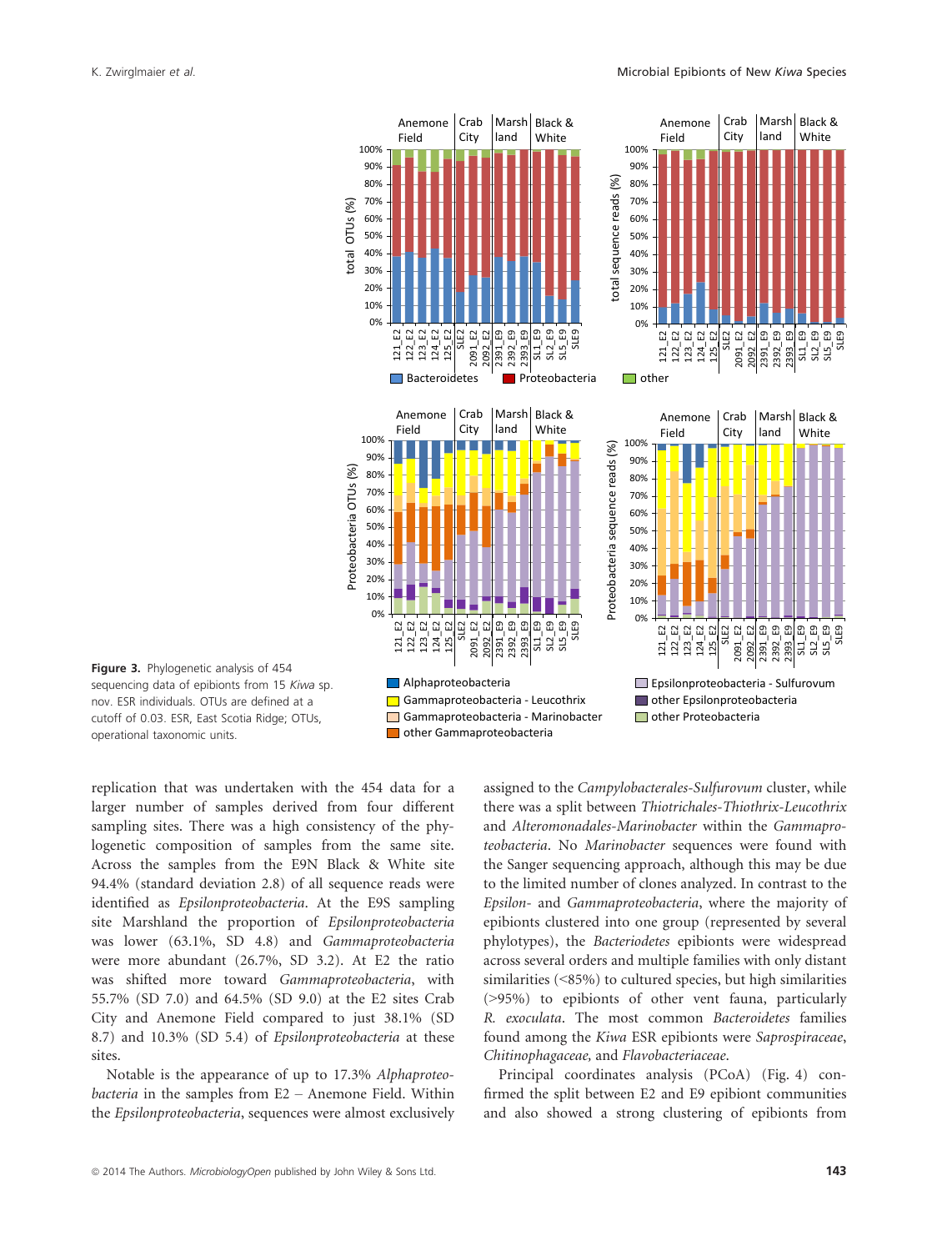**Figure 3.** Phylogenetic analysis of 454 sequencing data of epibionts from 15 *Kiwa* sp. nov. ESR individuals. OTUs are defined at a cutoff of 0.03. ESR, East Scotia Ridge; OTUs, operational taxonomic units.

replication that was undertaken with the 454 data for a larger number of samples derived from four different sampling sites. There was a high consistency of the phylogenetic composition of samples from the same site. Across the samples from the E9N Black & White site 94.4% (standard deviation 2.8) of all sequence reads were identified as *Epsilonproteobacteria*. At the E9S sampling site Marshland the proportion of *Epsilonproteobacteria* was lower (63.1%, SD 4.8) and *Gammaproteobacteria* were more abundant (26.7%, SD 3.2). At E2 the ratio was shifted more toward *Gammaproteobacteria*, with 55.7% (SD 7.0) and 64.5% (SD 9.0) at the E2 sites Crab City and Anemone Field compared to just 38.1% (SD 8.7) and 10.3% (SD 5.4) of *Epsilonproteobacteria* at these sites.

Notable is the appearance of up to 17.3% *Alphaproteobacteria* in the samples from E2 – Anemone Field. Within the *Epsilonproteobacteria*, sequences were almost exclusively assigned to the *Campylobacterales-Sulfurovum* cluster, while there was a split between *Thiotrichales-Thiothrix-Leucothrix* and *Alteromonadales-Marinobacter* within the *Gammaproteobacteria*. No *Marinobacter* sequences were found with the Sanger sequencing approach, although this may be due to the limited number of clones analyzed. In contrast to the *Epsilon-* and *Gammaproteobacteria*, where the majority of epibionts clustered into one group (represented by several phylotypes), the *Bacteriodetes* epibionts were widespread across several orders and multiple families with only distant similarities (<85%) to cultured species, but high similarities (>95%) to epibionts of other vent fauna, particularly *R. exoculata*. The most common *Bacteroidetes* families found among the *Kiwa* ESR epibionts were *Saprospiraceae*, *Chitinophagaceae,* and *Flavobacteriaceae*.

Principal coordinates analysis (PCoA) (Fig. 4) confirmed the split between E2 and E9 epibiont communities and also showed a strong clustering of epibionts from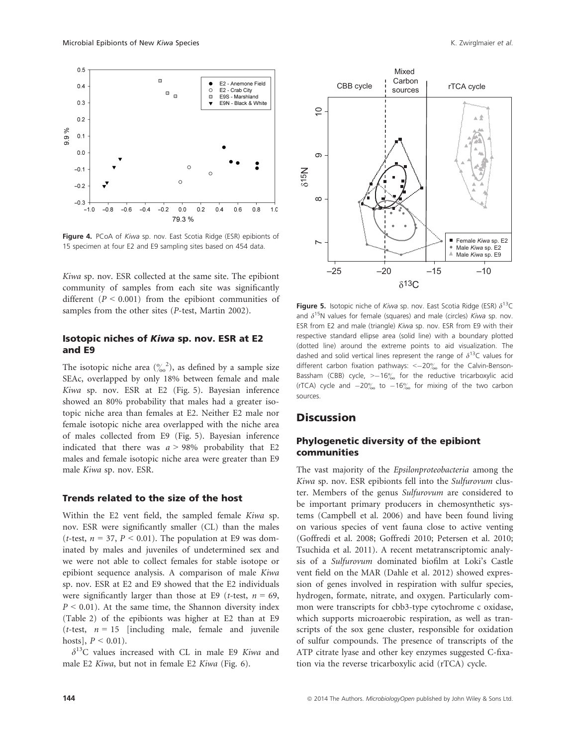Figure 4. PCoA of *Kiwa* sp. nov. East Scotia Ridge (ESR) epibionts of 15 specimen at four E2 and E9 sampling sites based on 454 data.

*Kiwa* sp. nov. ESR collected at the same site. The epibiont community of samples from each site was significantly different ($P < 0.001$) from the epibiont communities of samples from the other sites (*P*-test, Martin 2002).

### Isotopic niches of *Kiwa* sp. nov. ESR at E2 and E9

The isotopic niche area (‰$^2$), as defined by a sample size SEAc, overlapped by only 18% between female and male *Kiwa* sp. nov. ESR at E2 (Fig. 5). Bayesian inference showed an 80% probability that males had a greater isotopic niche area than females at E2. Neither E2 male nor female isotopic niche area overlapped with the niche area of males collected from E9 (Fig. 5). Bayesian inference indicated that there was $a > 98\%$ probability that E2 males and female isotopic niche area were greater than E9 male *Kiwa* sp. nov. ESR.

### Trends related to the size of the host

Within the E2 vent field, the sampled female *Kiwa* sp. nov. ESR were significantly smaller (CL) than the males (*t*-test, $n = 37$, $P < 0.01$). The population at E9 was dominated by males and juveniles of undetermined sex and we were not able to collect females for stable isotope or epibiont sequence analysis. A comparison of male *Kiwa* sp. nov. ESR at E2 and E9 showed that the E2 individuals were significantly larger than those at E9 (*t*-test, $n = 69$, $P < 0.01$). At the same time, the Shannon diversity index (Table 2) of the epibionts was higher at E2 than at E9 (*t*-test, $n = 15$ [including male, female and juvenile hosts], $P < 0.01$).

$\delta^{13}C$ values increased with CL in male E9 *Kiwa* and male E2 *Kiwa*, but not in female E2 *Kiwa* (Fig. 6).

Figure 5. Isotopic niche of *Kiwa* sp. nov. East Scotia Ridge (ESR) $\delta^{13}C$ and $\delta^{15}N$ values for female (squares) and male (circles) *Kiwa* sp. nov. ESR from E2 and male (triangle) *Kiwa* sp. nov. ESR from E9 with their respective standard ellipse area (solid line) with a boundary plotted (dotted line) around the extreme points to aid visualization. The dashed and solid vertical lines represent the range of $\delta^{13}C$ values for different carbon fixation pathways: $<-20$‰ for the Calvin-Benson-Bassham (CBB) cycle, $>-16$‰ for the reductive tricarboxylic acid (rTCA) cycle and $-20$‰ to $-16$‰ for mixing of the two carbon sources.

## Discussion

### Phylogenetic diversity of the epibiont communities

The vast majority of the *Epsilonproteobacteria* among the *Kiwa* sp. nov. ESR epibionts fell into the *Sulfurovum* cluster. Members of the genus *Sulfurovum* are considered to be important primary producers in chemosynthetic systems (Campbell et al. 2006) and have been found living on various species of vent fauna close to active venting (Goffredi et al. 2008; Goffredi 2010; Petersen et al. 2010; Tsuchida et al. 2011). A recent metatranscriptomic analysis of a *Sulfurovum* dominated biofilm at Loki's Castle vent field on the MAR (Dahle et al. 2012) showed expression of genes involved in respiration with sulfur species, hydrogen, formate, nitrate, and oxygen. Particularly common were transcripts for cbb3-type cytochrome c oxidase, which supports microaerobic respiration, as well as transcripts of the sox gene cluster, responsible for oxidation of sulfur compounds. The presence of transcripts of the ATP citrate lyase and other key enzymes suggested C-fixation via the reverse tricarboxylic acid (rTCA) cycle.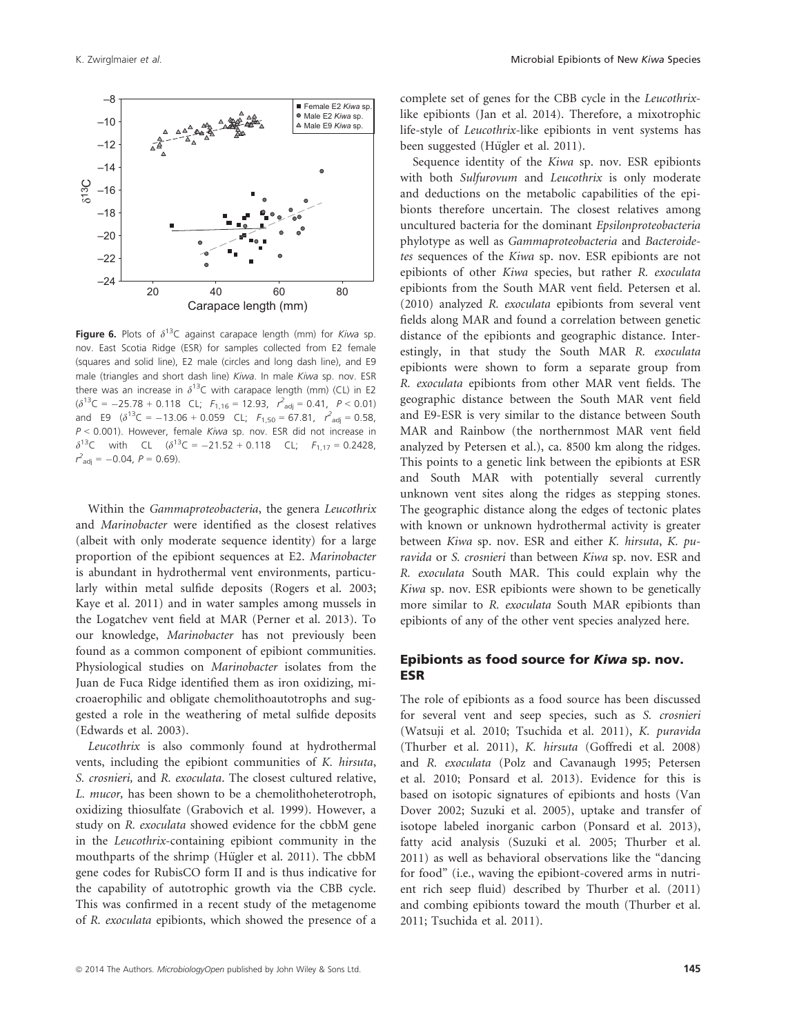**Figure 6.** Plots of $\delta^{13}C$ against carapace length (mm) for *Kiwa* sp. nov. East Scotia Ridge (ESR) for samples collected from E2 female (squares and solid line), E2 male (circles and long dash line), and E9 male (triangles and short dash line) *Kiwa*. In male *Kiwa* sp. nov. ESR there was an increase in $\delta^{13}C$ with carapace length (mm) (CL) in E2 ($\delta^{13}C = -25.78 + 0.118$ CL; $F_{1,16} = 12.93$, $r^2_{adj} = 0.41$, $P < 0.01$) and E9 ($\delta^{13}C = -13.06 + 0.059$ CL; $F_{1,50} = 67.81$, $r^2_{adj} = 0.58$, $P < 0.001$). However, female *Kiwa* sp. nov. ESR did not increase in $\delta^{13}C$ with CL ($\delta^{13}C = -21.52 + 0.118$ CL; $F_{1,17} = 0.2428$, $r^2_{adj} = -0.04$, $P = 0.69$).

Within the *Gammaproteobacteria*, the genera *Leucothrix* and *Marinobacter* were identified as the closest relatives (albeit with only moderate sequence identity) for a large proportion of the epibiont sequences at E2. *Marinobacter* is abundant in hydrothermal vent environments, particularly within metal sulfide deposits (Rogers et al. 2003; Kaye et al. 2011) and in water samples among mussels in the Logatchev vent field at MAR (Perner et al. 2013). To our knowledge, *Marinobacter* has not previously been found as a common component of epibiont communities. Physiological studies on *Marinobacter* isolates from the Juan de Fuca Ridge identified them as iron oxidizing, microaerophilic and obligate chemolithoautotrophs and suggested a role in the weathering of metal sulfide deposits (Edwards et al. 2003).

*Leucothrix* is also commonly found at hydrothermal vents, including the epibiont communities of *K. hirsuta*, *S. crosnieri*, and *R. exoculata*. The closest cultured relative, *L. mucor*, has been shown to be a chemolithoheterotroph, oxidizing thiosulfate (Grabovich et al. 1999). However, a study on *R. exoculata* showed evidence for the cbbM gene in the *Leucothrix*-containing epibiont community in the mouthparts of the shrimp (Hügler et al. 2011). The cbbM gene codes for RubisCO form II and is thus indicative for the capability of autotrophic growth via the CBB cycle. This was confirmed in a recent study of the metagenome of *R. exoculata* epibionts, which showed the presence of a complete set of genes for the CBB cycle in the *Leucothrix*-like epibionts (Jan et al. 2014). Therefore, a mixotrophic life-style of *Leucothrix*-like epibionts in vent systems has been suggested (Hügler et al. 2011).

Sequence identity of the *Kiwa* sp. nov. ESR epibionts with both *Sulfurovum* and *Leucothrix* is only moderate and deductions on the metabolic capabilities of the epibionts therefore uncertain. The closest relatives among uncultured bacteria for the dominant *Epsilonproteobacteria* phylotype as well as *Gammaproteobacteria* and *Bacteroidetes* sequences of the *Kiwa* sp. nov. ESR epibionts are not epibionts of other *Kiwa* species, but rather *R. exoculata* epibionts from the South MAR vent field. Petersen et al. (2010) analyzed *R. exoculata* epibionts from several vent fields along MAR and found a correlation between genetic distance of the epibionts and geographic distance. Interestingly, in that study the South MAR *R. exoculata* epibionts were shown to form a separate group from *R. exoculata* epibionts from other MAR vent fields. The geographic distance between the South MAR vent field and E9-ESR is very similar to the distance between South MAR and Rainbow (the northernmost MAR vent field analyzed by Petersen et al.), ca. 8500 km along the ridges. This points to a genetic link between the epibionts at ESR and South MAR with potentially several currently unknown vent sites along the ridges as stepping stones. The geographic distance along the edges of tectonic plates with known or unknown hydrothermal activity is greater between *Kiwa* sp. nov. ESR and either *K. hirsuta*, *K. puravida* or *S. crosnieri* than between *Kiwa* sp. nov. ESR and *R. exoculata* South MAR. This could explain why the *Kiwa* sp. nov. ESR epibionts were shown to be genetically more similar to *R. exoculata* South MAR epibionts than epibionts of any of the other vent species analyzed here.

## Epibionts as food source for *Kiwa* sp. nov. ESR

The role of epibionts as a food source has been discussed for several vent and seep species, such as *S. crosnieri* (Watsuji et al. 2010; Tsuchida et al. 2011), *K. puravida* (Thurber et al. 2011), *K. hirsuta* (Goffredi et al. 2008) and *R. exoculata* (Polz and Cavanaugh 1995; Petersen et al. 2010; Ponsard et al. 2013). Evidence for this is based on isotopic signatures of epibionts and hosts (Van Dover 2002; Suzuki et al. 2005), uptake and transfer of isotope labeled inorganic carbon (Ponsard et al. 2013), fatty acid analysis (Suzuki et al. 2005; Thurber et al. 2011) as well as behavioral observations like the "dancing for food" (i.e., waving the epibiont-covered arms in nutrient rich seep fluid) described by Thurber et al. (2011) and combing epibionts toward the mouth (Thurber et al. 2011; Tsuchida et al. 2011).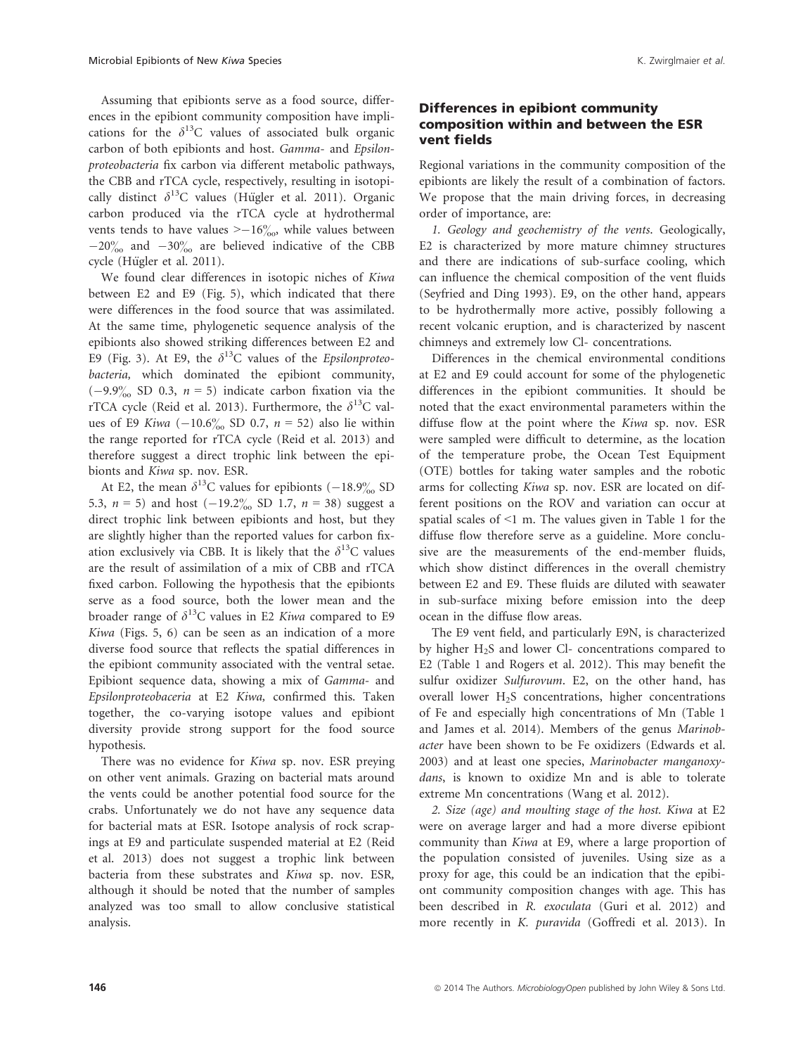Assuming that epibionts serve as a food source, differences in the epibiont community composition have implications for the $\delta^{13}C$ values of associated bulk organic carbon of both epibionts and host. *Gamma-* and *Epsilonproteobacteria* fix carbon via different metabolic pathways, the CBB and rTCA cycle, respectively, resulting in isotopically distinct $\delta^{13}C$ values (Hügler et al. 2011). Organic carbon produced via the rTCA cycle at hydrothermal vents tends to have values $>-16‰$, while values between $-20‰$ and $-30‰$ are believed indicative of the CBB cycle (Hügler et al. 2011).

We found clear differences in isotopic niches of *Kiwa* between E2 and E9 (Fig. 5), which indicated that there were differences in the food source that was assimilated. At the same time, phylogenetic sequence analysis of the epibionts also showed striking differences between E2 and E9 (Fig. 3). At E9, the $\delta^{13}C$ values of the *Epsilonproteobacteria,* which dominated the epibiont community, ($-9.9‰$ SD 0.3, $n = 5$) indicate carbon fixation via the rTCA cycle (Reid et al. 2013). Furthermore, the $\delta^{13}C$ values of E9 *Kiwa* ($-10.6‰$ SD 0.7, $n = 52$) also lie within the range reported for rTCA cycle (Reid et al. 2013) and therefore suggest a direct trophic link between the epibionts and *Kiwa* sp. nov. ESR.

At E2, the mean $\delta^{13}C$ values for epibionts ($-18.9‰$ SD 5.3, $n = 5$) and host ($-19.2‰$ SD 1.7, $n = 38$) suggest a direct trophic link between epibionts and host, but they are slightly higher than the reported values for carbon fixation exclusively via CBB. It is likely that the $\delta^{13}C$ values are the result of assimilation of a mix of CBB and rTCA fixed carbon. Following the hypothesis that the epibionts serve as a food source, both the lower mean and the broader range of $\delta^{13}C$ values in E2 *Kiwa* compared to E9 *Kiwa* (Figs. 5, 6) can be seen as an indication of a more diverse food source that reflects the spatial differences in the epibiont community associated with the ventral setae. Epibiont sequence data, showing a mix of *Gamma-* and *Epsilonproteobaceria* at E2 *Kiwa,* confirmed this. Taken together, the co-varying isotope values and epibiont diversity provide strong support for the food source hypothesis.

There was no evidence for *Kiwa* sp. nov. ESR preying on other vent animals. Grazing on bacterial mats around the vents could be another potential food source for the crabs. Unfortunately we do not have any sequence data for bacterial mats at ESR. Isotope analysis of rock scrapings at E9 and particulate suspended material at E2 (Reid et al. 2013) does not suggest a trophic link between bacteria from these substrates and *Kiwa* sp. nov. ESR, although it should be noted that the number of samples analyzed was too small to allow conclusive statistical analysis.

## Differences in epibiont community composition within and between the ESR vent fields

Regional variations in the community composition of the epibionts are likely the result of a combination of factors. We propose that the main driving forces, in decreasing order of importance, are:

*1. Geology and geochemistry of the vents.* Geologically, E2 is characterized by more mature chimney structures and there are indications of sub-surface cooling, which can influence the chemical composition of the vent fluids (Seyfried and Ding 1993). E9, on the other hand, appears to be hydrothermally more active, possibly following a recent volcanic eruption, and is characterized by nascent chimneys and extremely low Cl- concentrations.

Differences in the chemical environmental conditions at E2 and E9 could account for some of the phylogenetic differences in the epibiont communities. It should be noted that the exact environmental parameters within the diffuse flow at the point where the *Kiwa* sp. nov. ESR were sampled were difficult to determine, as the location of the temperature probe, the Ocean Test Equipment (OTE) bottles for taking water samples and the robotic arms for collecting *Kiwa* sp. nov. ESR are located on different positions on the ROV and variation can occur at spatial scales of <1 m. The values given in Table 1 for the diffuse flow therefore serve as a guideline. More conclusive are the measurements of the end-member fluids, which show distinct differences in the overall chemistry between E2 and E9. These fluids are diluted with seawater in sub-surface mixing before emission into the deep ocean in the diffuse flow areas.

The E9 vent field, and particularly E9N, is characterized by higher $H_2S$ and lower Cl- concentrations compared to E2 (Table 1 and Rogers et al. 2012). This may benefit the sulfur oxidizer *Sulfurovum*. E2, on the other hand, has overall lower $H_2S$ concentrations, higher concentrations of Fe and especially high concentrations of Mn (Table 1 and James et al. 2014). Members of the genus *Marinobacter* have been shown to be Fe oxidizers (Edwards et al. 2003) and at least one species, *Marinobacter manganoxydans*, is known to oxidize Mn and is able to tolerate extreme Mn concentrations (Wang et al. 2012).

*2. Size (age) and moulting stage of the host. Kiwa* at E2 were on average larger and had a more diverse epibiont community than *Kiwa* at E9, where a large proportion of the population consisted of juveniles. Using size as a proxy for age, this could be an indication that the epibiont community composition changes with age. This has been described in *R. exoculata* (Guri et al. 2012) and more recently in *K. puravida* (Goffredi et al. 2013). In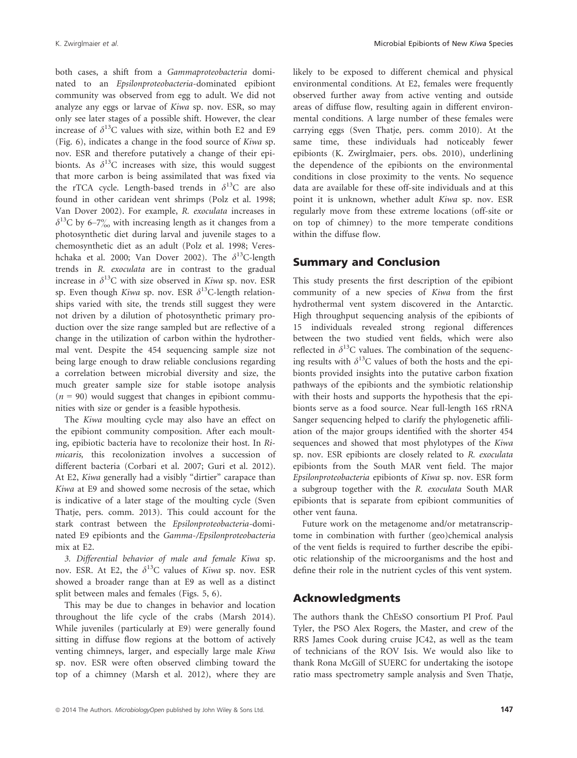both cases, a shift from a *Gammaproteobacteria* dominated to an *Epsilonproteobacteria*-dominated epibiont community was observed from egg to adult. We did not analyze any eggs or larvae of *Kiwa* sp. nov. ESR, so may only see later stages of a possible shift. However, the clear increase of $\delta^{13}C$ values with size, within both E2 and E9 (Fig. 6), indicates a change in the food source of *Kiwa* sp. nov. ESR and therefore putatively a change of their epibionts. As $\delta^{13}C$ increases with size, this would suggest that more carbon is being assimilated that was fixed via the rTCA cycle. Length-based trends in $\delta^{13}C$ are also found in other caridean vent shrimps (Polz et al. 1998; Van Dover 2002). For example, *R. exoculata* increases in $\delta^{13}C$ by 6–7‰ with increasing length as it changes from a photosynthetic diet during larval and juvenile stages to a chemosynthetic diet as an adult (Polz et al. 1998; Vereshchaka et al. 2000; Van Dover 2002). The $\delta^{13}C$-length trends in *R. exoculata* are in contrast to the gradual increase in $\delta^{13}C$ with size observed in *Kiwa* sp. nov. ESR sp. Even though *Kiwa* sp. nov. ESR $\delta^{13}C$-length relationships varied with site, the trends still suggest they were not driven by a dilution of photosynthetic primary production over the size range sampled but are reflective of a change in the utilization of carbon within the hydrothermal vent. Despite the 454 sequencing sample size not being large enough to draw reliable conclusions regarding a correlation between microbial diversity and size, the much greater sample size for stable isotope analysis ($n = 90$) would suggest that changes in epibiont communities with size or gender is a feasible hypothesis.

The *Kiwa* moulting cycle may also have an effect on the epibiont community composition. After each moulting, epibiotic bacteria have to recolonize their host. In *Rimicaris,* this recolonization involves a succession of different bacteria (Corbari et al. 2007; Guri et al. 2012). At E2, *Kiwa* generally had a visibly "dirtier" carapace than *Kiwa* at E9 and showed some necrosis of the setae, which is indicative of a later stage of the moulting cycle (Sven Thatje, pers. comm. 2013). This could account for the stark contrast between the *Epsilonproteobacteria*-dominated E9 epibionts and the *Gamma-/Epsilonproteobacteria* mix at E2.

3. *Differential behavior of male and female Kiwa* sp. nov. ESR. At E2, the $\delta^{13}C$ values of *Kiwa* sp. nov. ESR showed a broader range than at E9 as well as a distinct split between males and females (Figs. 5, 6).

This may be due to changes in behavior and location throughout the life cycle of the crabs (Marsh 2014). While juveniles (particularly at E9) were generally found sitting in diffuse flow regions at the bottom of actively venting chimneys, larger, and especially large male *Kiwa* sp. nov. ESR were often observed climbing toward the top of a chimney (Marsh et al. 2012), where they are likely to be exposed to different chemical and physical environmental conditions. At E2, females were frequently observed further away from active venting and outside areas of diffuse flow, resulting again in different environmental conditions. A large number of these females were carrying eggs (Sven Thatje, pers. comm 2010). At the same time, these individuals had noticeably fewer epibionts (K. Zwirglmaier, pers. obs. 2010), underlining the dependence of the epibionts on the environmental conditions in close proximity to the vents. No sequence data are available for these off-site individuals and at this point it is unknown, whether adult *Kiwa* sp. nov. ESR regularly move from these extreme locations (off-site or on top of chimney) to the more temperate conditions within the diffuse flow.

## Summary and Conclusion

This study presents the first description of the epibiont community of a new species of *Kiwa* from the first hydrothermal vent system discovered in the Antarctic. High throughput sequencing analysis of the epibionts of 15 individuals revealed strong regional differences between the two studied vent fields, which were also reflected in $\delta^{13}C$ values. The combination of the sequencing results with $\delta^{13}C$ values of both the hosts and the epibionts provided insights into the putative carbon fixation pathways of the epibionts and the symbiotic relationship with their hosts and supports the hypothesis that the epibionts serve as a food source. Near full-length 16S rRNA Sanger sequencing helped to clarify the phylogenetic affiliation of the major groups identified with the shorter 454 sequences and showed that most phylotypes of the *Kiwa* sp. nov. ESR epibionts are closely related to *R. exoculata* epibionts from the South MAR vent field. The major *Epsilonproteobacteria* epibionts of *Kiwa* sp. nov. ESR form a subgroup together with the *R. exoculata* South MAR epibionts that is separate from epibiont communities of other vent fauna.

Future work on the metagenome and/or metatranscriptome in combination with further (geo)chemical analysis of the vent fields is required to further describe the epibiotic relationship of the microorganisms and the host and define their role in the nutrient cycles of this vent system.

## Acknowledgments

The authors thank the ChEsSO consortium PI Prof. Paul Tyler, the PSO Alex Rogers, the Master, and crew of the RRS James Cook during cruise JC42, as well as the team of technicians of the ROV Isis. We would also like to thank Rona McGill of SUERC for undertaking the isotope ratio mass spectrometry sample analysis and Sven Thatje,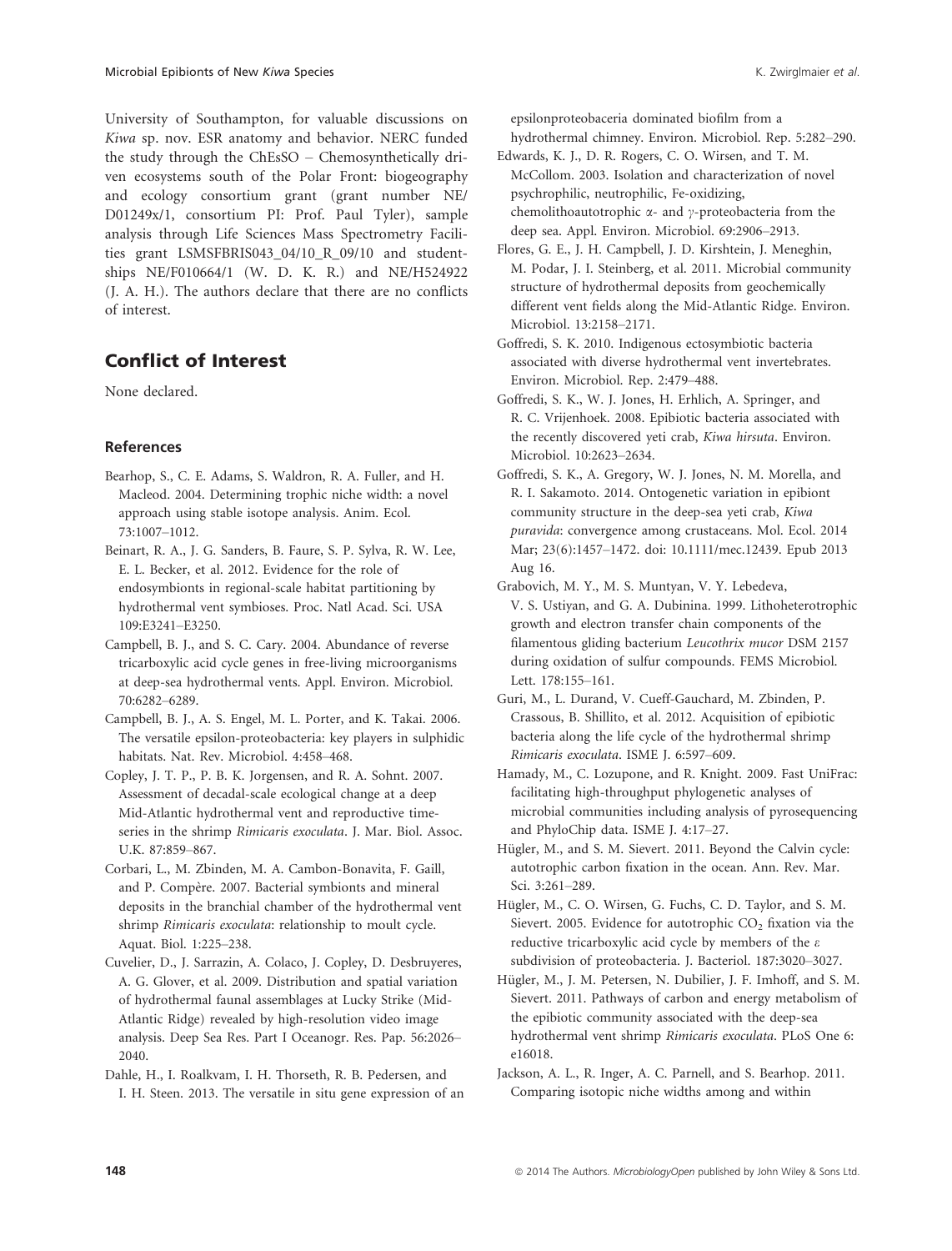University of Southampton, for valuable discussions on *Kiwa* sp. nov. ESR anatomy and behavior. NERC funded the study through the ChEsSO – Chemosynthetically driven ecosystems south of the Polar Front: biogeography and ecology consortium grant (grant number NE/D01249x/1, consortium PI: Prof. Paul Tyler), sample analysis through Life Sciences Mass Spectrometry Facilities grant LSMSFBRIS043_04/10_R_09/10 and studentships NE/F010664/1 (W. D. K. R.) and NE/H524922 (J. A. H.). The authors declare that there are no conflicts of interest.

## Conflict of Interest

None declared.

### References

Bearhop, S., C. E. Adams, S. Waldron, R. A. Fuller, and H. Macleod. 2004. Determining trophic niche width: a novel approach using stable isotope analysis. Anim. Ecol. 73:1007–1012.

Beinart, R. A., J. G. Sanders, B. Faure, S. P. Sylva, R. W. Lee, E. L. Becker, et al. 2012. Evidence for the role of endosymbionts in regional-scale habitat partitioning by hydrothermal vent symbioses. Proc. Natl Acad. Sci. USA 109:E3241–E3250.

Campbell, B. J., and S. C. Cary. 2004. Abundance of reverse tricarboxylic acid cycle genes in free-living microorganisms at deep-sea hydrothermal vents. Appl. Environ. Microbiol. 70:6282–6289.

Campbell, B. J., A. S. Engel, M. L. Porter, and K. Takai. 2006. The versatile epsilon-proteobacteria: key players in sulphidic habitats. Nat. Rev. Microbiol. 4:458–468.

Copley, J. T. P., P. B. K. Jorgensen, and R. A. Sohnt. 2007. Assessment of decadal-scale ecological change at a deep Mid-Atlantic hydrothermal vent and reproductive time-series in the shrimp *Rimicaris exoculata*. J. Mar. Biol. Assoc. U.K. 87:859–867.

Corbari, L., M. Zbinden, M. A. Cambon-Bonavita, F. Gaill, and P. Compère. 2007. Bacterial symbionts and mineral deposits in the branchial chamber of the hydrothermal vent shrimp *Rimicaris exoculata*: relationship to moult cycle. Aquat. Biol. 1:225–238.

Cuvelier, D., J. Sarrazin, A. Colaco, J. Copley, D. Desbruyeres, A. G. Glover, et al. 2009. Distribution and spatial variation of hydrothermal faunal assemblages at Lucky Strike (Mid-Atlantic Ridge) revealed by high-resolution video image analysis. Deep Sea Res. Part I Oceanogr. Res. Pap. 56:2026–2040.

Dahle, H., I. Roalkvam, I. H. Thorseth, R. B. Pedersen, and I. H. Steen. 2013. The versatile in situ gene expression of an epsilonproteobacteria dominated biofilm from a hydrothermal chimney. Environ. Microbiol. Rep. 5:282–290.

Edwards, K. J., D. R. Rogers, C. O. Wirsen, and T. M. McCollom. 2003. Isolation and characterization of novel psychrophilic, neutrophilic, Fe-oxidizing, chemolithoautotrophic α- and γ-proteobacteria from the deep sea. Appl. Environ. Microbiol. 69:2906–2913.

Flores, G. E., J. H. Campbell, J. D. Kirshtein, J. Meneghin, M. Podar, J. I. Steinberg, et al. 2011. Microbial community structure of hydrothermal deposits from geochemically different vent fields along the Mid-Atlantic Ridge. Environ. Microbiol. 13:2158–2171.

Goffredi, S. K. 2010. Indigenous ectosymbiotic bacteria associated with diverse hydrothermal vent invertebrates. Environ. Microbiol. Rep. 2:479–488.

Goffredi, S. K., W. J. Jones, H. Erhlich, A. Springer, and R. C. Vrijenhoek. 2008. Epibiotic bacteria associated with the recently discovered yeti crab, *Kiwa hirsuta*. Environ. Microbiol. 10:2623–2634.

Goffredi, S. K., A. Gregory, W. J. Jones, N. M. Morella, and R. I. Sakamoto. 2014. Ontogenetic variation in epibiont community structure in the deep-sea yeti crab, *Kiwa puravida*: convergence among crustaceans. Mol. Ecol. 2014 Mar; 23(6):1457–1472. doi: 10.1111/mec.12439. Epub 2013 Aug 16.

Grabovich, M. Y., M. S. Muntyan, V. Y. Lebedeva, V. S. Ustiyan, and G. A. Dubinina. 1999. Lithoheterotrophic growth and electron transfer chain components of the filamentous gliding bacterium *Leucothrix mucor* DSM 2157 during oxidation of sulfur compounds. FEMS Microbiol. Lett. 178:155–161.

Guri, M., L. Durand, V. Cueff-Gauchard, M. Zbinden, P. Crassous, B. Shillito, et al. 2012. Acquisition of epibiotic bacteria along the life cycle of the hydrothermal shrimp *Rimicaris exoculata*. ISME J. 6:597–609.

Hamady, M., C. Lozupone, and R. Knight. 2009. Fast UniFrac: facilitating high-throughput phylogenetic analyses of microbial communities including analysis of pyrosequencing and PhyloChip data. ISME J. 4:17–27.

Hügler, M., and S. M. Sievert. 2011. Beyond the Calvin cycle: autotrophic carbon fixation in the ocean. Ann. Rev. Mar. Sci. 3:261–289.

Hügler, M., C. O. Wirsen, G. Fuchs, C. D. Taylor, and S. M. Sievert. 2005. Evidence for autotrophic $CO_2$ fixation via the reductive tricarboxylic acid cycle by members of the ε subdivision of proteobacteria. J. Bacteriol. 187:3020–3027.

Hügler, M., J. M. Petersen, N. Dubilier, J. F. Imhoff, and S. M. Sievert. 2011. Pathways of carbon and energy metabolism of the epibiotic community associated with the deep-sea hydrothermal vent shrimp *Rimicaris exoculata*. PLoS One 6: e16018.

Jackson, A. L., R. Inger, A. C. Parnell, and S. Bearhop. 2011. Comparing isotopic niche widths among and within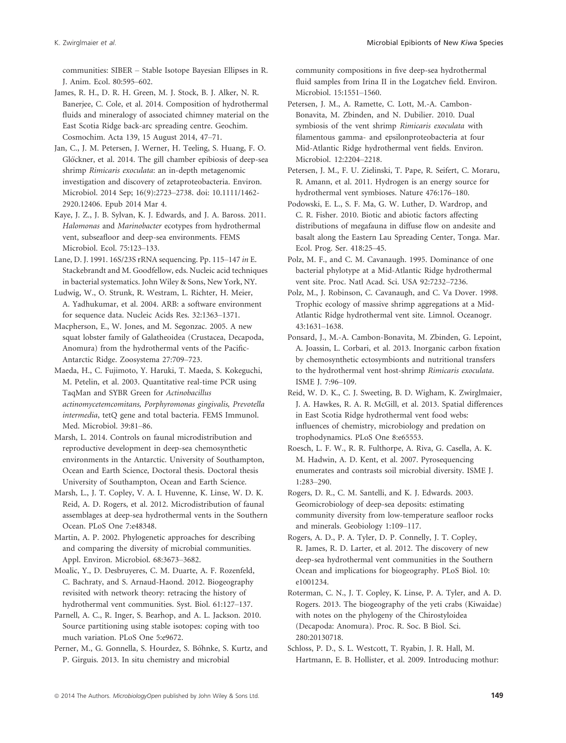communities: SIBER – Stable Isotope Bayesian Ellipses in R. J. Anim. Ecol. 80:595–602.

James, R. H., D. R. H. Green, M. J. Stock, B. J. Alker, N. R. Banerjee, C. Cole, et al. 2014. Composition of hydrothermal fluids and mineralogy of associated chimney material on the East Scotia Ridge back-arc spreading centre. Geochim. Cosmochim. Acta 139, 15 August 2014, 47–71.

Jan, C., J. M. Petersen, J. Werner, H. Teeling, S. Huang, F. O. Glöckner, et al. 2014. The gill chamber epibiosis of deep-sea shrimp *Rimicaris exoculata*: an in-depth metagenomic investigation and discovery of zetaproteobacteria. Environ. Microbiol. 2014 Sep; 16(9):2723–2738. doi: 10.1111/1462-2920.12406. Epub 2014 Mar 4.

Kaye, J. Z., J. B. Sylvan, K. J. Edwards, and J. A. Baross. 2011. *Halomonas* and *Marinobacter* ecotypes from hydrothermal vent, subseafloor and deep-sea environments. FEMS Microbiol. Ecol. 75:123–133.

Lane, D. J. 1991. 16S/23S rRNA sequencing. Pp. 115–147 *in* E. Stackebrandt and M. Goodfellow, eds. Nucleic acid techniques in bacterial systematics. John Wiley & Sons, New York, NY.

Ludwig, W., O. Strunk, R. Westram, L. Richter, H. Meier, A. Yadhukumar, et al. 2004. ARB: a software environment for sequence data. Nucleic Acids Res. 32:1363–1371.

Macpherson, E., W. Jones, and M. Segonzac. 2005. A new squat lobster family of Galatheoidea (Crustacea, Decapoda, Anomura) from the hydrothermal vents of the Pacific-Antarctic Ridge. Zoosystema 27:709–723.

Maeda, H., C. Fujimoto, Y. Haruki, T. Maeda, S. Kokeguchi, M. Petelin, et al. 2003. Quantitative real-time PCR using TaqMan and SYBR Green for *Actinobacillus actinomycetemcomitans, Porphyromonas gingivalis, Prevotella intermedia*, tetQ gene and total bacteria. FEMS Immunol. Med. Microbiol. 39:81–86.

Marsh, L. 2014. Controls on faunal microdistribution and reproductive development in deep-sea chemosynthetic environments in the Antarctic. University of Southampton, Ocean and Earth Science, Doctoral thesis. Doctoral thesis University of Southampton, Ocean and Earth Science.

Marsh, L., J. T. Copley, V. A. I. Huvenne, K. Linse, W. D. K. Reid, A. D. Rogers, et al. 2012. Microdistribution of faunal assemblages at deep-sea hydrothermal vents in the Southern Ocean. PLoS One 7:e48348.

Martin, A. P. 2002. Phylogenetic approaches for describing and comparing the diversity of microbial communities. Appl. Environ. Microbiol. 68:3673–3682.

Moalic, Y., D. Desbruyeres, C. M. Duarte, A. F. Rozenfeld, C. Bachraty, and S. Arnaud-Haond. 2012. Biogeography revisited with network theory: retracing the history of hydrothermal vent communities. Syst. Biol. 61:127–137.

Parnell, A. C., R. Inger, S. Bearhop, and A. L. Jackson. 2010. Source partitioning using stable isotopes: coping with too much variation. PLoS One 5:e9672.

Perner, M., G. Gonnella, S. Hourdez, S. Böhnke, S. Kurtz, and P. Girguis. 2013. In situ chemistry and microbial community compositions in five deep-sea hydrothermal fluid samples from Irina II in the Logatchev field. Environ. Microbiol. 15:1551–1560.

Petersen, J. M., A. Ramette, C. Lott, M.-A. Cambon-Bonavita, M. Zbinden, and N. Dubilier. 2010. Dual symbiosis of the vent shrimp *Rimicaris exoculata* with filamentous gamma- and epsilonproteobacteria at four Mid-Atlantic Ridge hydrothermal vent fields. Environ. Microbiol. 12:2204–2218.

Petersen, J. M., F. U. Zielinski, T. Pape, R. Seifert, C. Moraru, R. Amann, et al. 2011. Hydrogen is an energy source for hydrothermal vent symbioses. Nature 476:176–180.

Podowski, E. L., S. F. Ma, G. W. Luther, D. Wardrop, and C. R. Fisher. 2010. Biotic and abiotic factors affecting distributions of megafauna in diffuse flow on andesite and basalt along the Eastern Lau Spreading Center, Tonga. Mar. Ecol. Prog. Ser. 418:25–45.

Polz, M. F., and C. M. Cavanaugh. 1995. Dominance of one bacterial phylotype at a Mid-Atlantic Ridge hydrothermal vent site. Proc. Natl Acad. Sci. USA 92:7232–7236.

Polz, M., J. Robinson, C. Cavanaugh, and C. Va Dover. 1998. Trophic ecology of massive shrimp aggregations at a Mid-Atlantic Ridge hydrothermal vent site. Limnol. Oceanogr. 43:1631–1638.

Ponsard, J., M.-A. Cambon-Bonavita, M. Zbinden, G. Lepoint, A. Joassin, L. Corbari, et al. 2013. Inorganic carbon fixation by chemosynthetic ectosymbionts and nutritional transfers to the hydrothermal vent host-shrimp *Rimicaris exoculata*. ISME J. 7:96–109.

Reid, W. D. K., C. J. Sweeting, B. D. Wigham, K. Zwirglmaier, J. A. Hawkes, R. A. R. McGill, et al. 2013. Spatial differences in East Scotia Ridge hydrothermal vent food webs: influences of chemistry, microbiology and predation on trophodynamics. PLoS One 8:e65553.

Roesch, L. F. W., R. R. Fulthorpe, A. Riva, G. Casella, A. K. M. Hadwin, A. D. Kent, et al. 2007. Pyrosequencing enumerates and contrasts soil microbial diversity. ISME J. 1:283–290.

Rogers, D. R., C. M. Santelli, and K. J. Edwards. 2003. Geomicrobiology of deep-sea deposits: estimating community diversity from low-temperature seafloor rocks and minerals. Geobiology 1:109–117.

Rogers, A. D., P. A. Tyler, D. P. Connelly, J. T. Copley, R. James, R. D. Larter, et al. 2012. The discovery of new deep-sea hydrothermal vent communities in the Southern Ocean and implications for biogeography. PLoS Biol. 10: e1001234.

Roterman, C. N., J. T. Copley, K. Linse, P. A. Tyler, and A. D. Rogers. 2013. The biogeography of the yeti crabs (Kiwaidae) with notes on the phylogeny of the Chirostyloidea (Decapoda: Anomura). Proc. R. Soc. B Biol. Sci. 280:20130718.

Schloss, P. D., S. L. Westcott, T. Ryabin, J. R. Hall, M. Hartmann, E. B. Hollister, et al. 2009. Introducing mothur: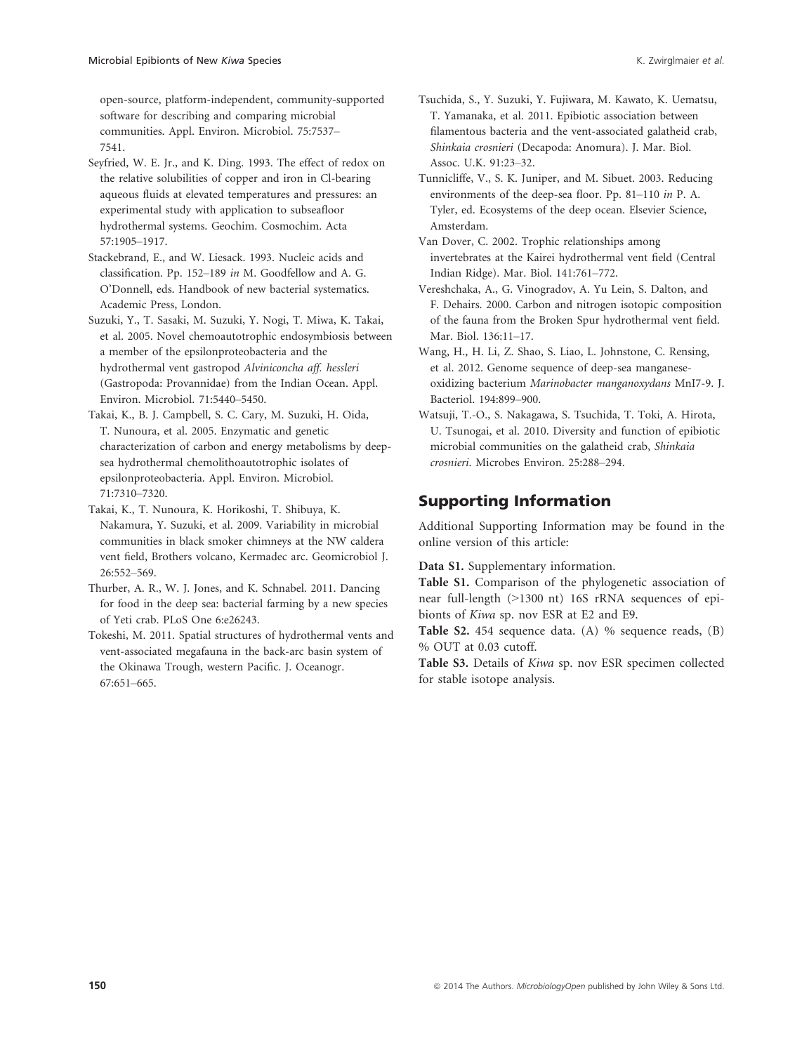open-source, platform-independent, community-supported software for describing and comparing microbial communities. Appl. Environ. Microbiol. 75:7537–7541.

Seyfried, W. E. Jr., and K. Ding. 1993. The effect of redox on the relative solubilities of copper and iron in Cl-bearing aqueous fluids at elevated temperatures and pressures: an experimental study with application to subseafloor hydrothermal systems. Geochim. Cosmochim. Acta 57:1905–1917.

Stackebrand, E., and W. Liesack. 1993. Nucleic acids and classification. Pp. 152–189 *in* M. Goodfellow and A. G. O'Donnell, eds. Handbook of new bacterial systematics. Academic Press, London.

Suzuki, Y., T. Sasaki, M. Suzuki, Y. Nogi, T. Miwa, K. Takai, et al. 2005. Novel chemoautotrophic endosymbiosis between a member of the epsilonproteobacteria and the hydrothermal vent gastropod *Alviniconcha aff. hessleri* (Gastropoda: Provannidae) from the Indian Ocean. Appl. Environ. Microbiol. 71:5440–5450.

Takai, K., B. J. Campbell, S. C. Cary, M. Suzuki, H. Oida, T. Nunoura, et al. 2005. Enzymatic and genetic characterization of carbon and energy metabolisms by deep-sea hydrothermal chemolithoautotrophic isolates of epsilonproteobacteria. Appl. Environ. Microbiol. 71:7310–7320.

Takai, K., T. Nunoura, K. Horikoshi, T. Shibuya, K. Nakamura, Y. Suzuki, et al. 2009. Variability in microbial communities in black smoker chimneys at the NW caldera vent field, Brothers volcano, Kermadec arc. Geomicrobiol J. 26:552–569.

Thurber, A. R., W. J. Jones, and K. Schnabel. 2011. Dancing for food in the deep sea: bacterial farming by a new species of Yeti crab. PLoS One 6:e26243.

Tokeshi, M. 2011. Spatial structures of hydrothermal vents and vent-associated megafauna in the back-arc basin system of the Okinawa Trough, western Pacific. J. Oceanogr. 67:651–665.

Tsuchida, S., Y. Suzuki, Y. Fujiwara, M. Kawato, K. Uematsu, T. Yamanaka, et al. 2011. Epibiotic association between filamentous bacteria and the vent-associated galatheid crab, *Shinkaia crosnieri* (Decapoda: Anomura). J. Mar. Biol. Assoc. U.K. 91:23–32.

Tunnicliffe, V., S. K. Juniper, and M. Sibuet. 2003. Reducing environments of the deep-sea floor. Pp. 81–110 *in* P. A. Tyler, ed. Ecosystems of the deep ocean. Elsevier Science, Amsterdam.

Van Dover, C. 2002. Trophic relationships among invertebrates at the Kairei hydrothermal vent field (Central Indian Ridge). Mar. Biol. 141:761–772.

Vereshchaka, A., G. Vinogradov, A. Yu Lein, S. Dalton, and F. Dehairs. 2000. Carbon and nitrogen isotopic composition of the fauna from the Broken Spur hydrothermal vent field. Mar. Biol. 136:11–17.

Wang, H., H. Li, Z. Shao, S. Liao, L. Johnstone, C. Rensing, et al. 2012. Genome sequence of deep-sea manganese-oxidizing bacterium *Marinobacter manganoxydans* MnI7-9. J. Bacteriol. 194:899–900.

Watsuji, T.-O., S. Nakagawa, S. Tsuchida, T. Toki, A. Hirota, U. Tsunogai, et al. 2010. Diversity and function of epibiotic microbial communities on the galatheid crab, *Shinkaia crosnieri*. Microbes Environ. 25:288–294.

## Supporting Information

Additional Supporting Information may be found in the online version of this article:

**Data S1.** Supplementary information.

**Table S1.** Comparison of the phylogenetic association of near full-length (>1300 nt) 16S rRNA sequences of epibionts of *Kiwa* sp. nov ESR at E2 and E9.

**Table S2.** 454 sequence data. (A) % sequence reads, (B) % OUT at 0.03 cutoff.

**Table S3.** Details of *Kiwa* sp. nov ESR specimen collected for stable isotope analysis.